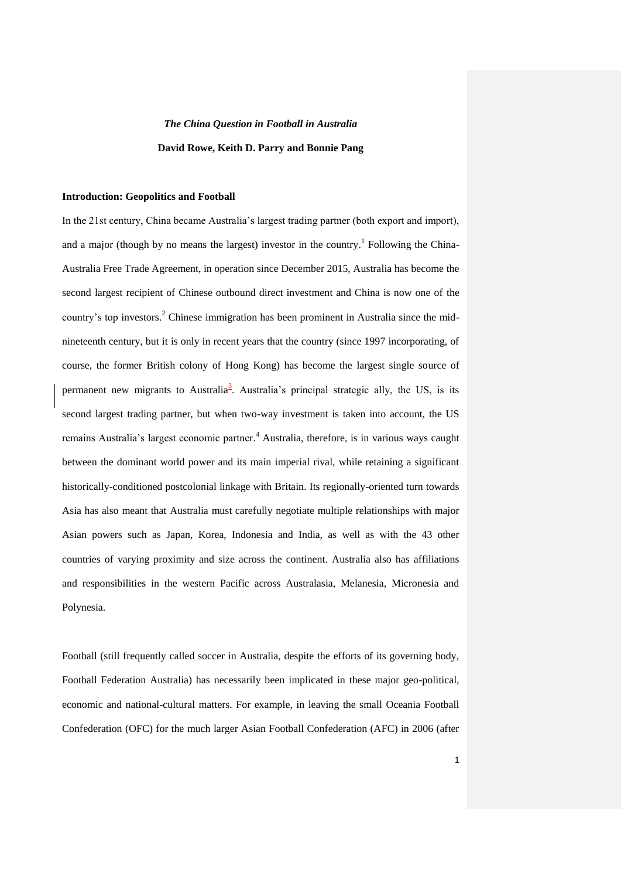# *The China Question in Football in Australia*

**David Rowe, Keith D. Parry and Bonnie Pang**

## Introduction: Geopolitics and Football

In the 21st century, China became Australia's largest trading partner (both export and import), and a major (though by no means the largest) investor in the country.[1] Following the China-Australia Free Trade Agreement, in operation since December 2015, Australia has become the second largest recipient of Chinese outbound direct investment and China is now one of the country's top investors.[2] Chinese immigration has been prominent in Australia since the mid-nineteenth century, but it is only in recent years that the country (since 1997 incorporating, of course, the former British colony of Hong Kong) has become the largest single source of permanent new migrants to Australia[3]. Australia's principal strategic ally, the US, is its second largest trading partner, but when two-way investment is taken into account, the US remains Australia's largest economic partner.[4] Australia, therefore, is in various ways caught between the dominant world power and its main imperial rival, while retaining a significant historically-conditioned postcolonial linkage with Britain. Its regionally-oriented turn towards Asia has also meant that Australia must carefully negotiate multiple relationships with major Asian powers such as Japan, Korea, Indonesia and India, as well as with the 43 other countries of varying proximity and size across the continent. Australia also has affiliations and responsibilities in the western Pacific across Australasia, Melanesia, Micronesia and Polynesia.

Football (still frequently called soccer in Australia, despite the efforts of its governing body, Football Federation Australia) has necessarily been implicated in these major geo-political, economic and national-cultural matters. For example, in leaving the small Oceania Football Confederation (OFC) for the much larger Asian Football Confederation (AFC) in 2006 (after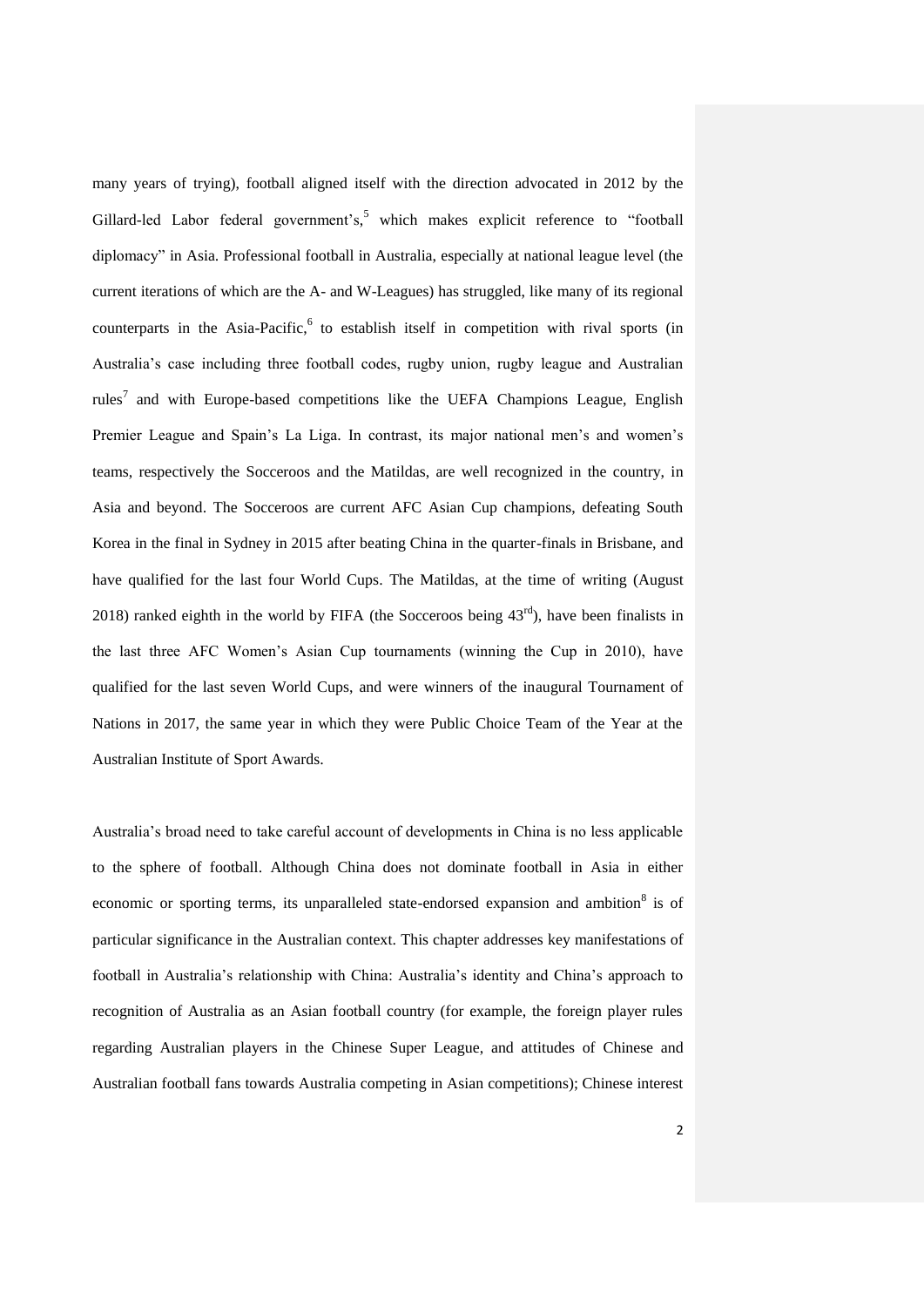many years of trying), football aligned itself with the direction advocated in 2012 by the Gillard-led Labor federal government's,[5] which makes explicit reference to "football diplomacy" in Asia. Professional football in Australia, especially at national league level (the current iterations of which are the A- and W-Leagues) has struggled, like many of its regional counterparts in the Asia-Pacific,[6] to establish itself in competition with rival sports (in Australia's case including three football codes, rugby union, rugby league and Australian rules[7] and with Europe-based competitions like the UEFA Champions League, English Premier League and Spain's La Liga. In contrast, its major national men's and women's teams, respectively the Socceroos and the Matildas, are well recognized in the country, in Asia and beyond. The Socceroos are current AFC Asian Cup champions, defeating South Korea in the final in Sydney in 2015 after beating China in the quarter-finals in Brisbane, and have qualified for the last four World Cups. The Matildas, at the time of writing (August 2018) ranked eighth in the world by FIFA (the Socceroos being 43rd), have been finalists in the last three AFC Women's Asian Cup tournaments (winning the Cup in 2010), have qualified for the last seven World Cups, and were winners of the inaugural Tournament of Nations in 2017, the same year in which they were Public Choice Team of the Year at the Australian Institute of Sport Awards.

Australia's broad need to take careful account of developments in China is no less applicable to the sphere of football. Although China does not dominate football in Asia in either economic or sporting terms, its unparalleled state-endorsed expansion and ambition[8] is of particular significance in the Australian context. This chapter addresses key manifestations of football in Australia's relationship with China: Australia's identity and China's approach to recognition of Australia as an Asian football country (for example, the foreign player rules regarding Australian players in the Chinese Super League, and attitudes of Chinese and Australian football fans towards Australia competing in Asian competitions); Chinese interest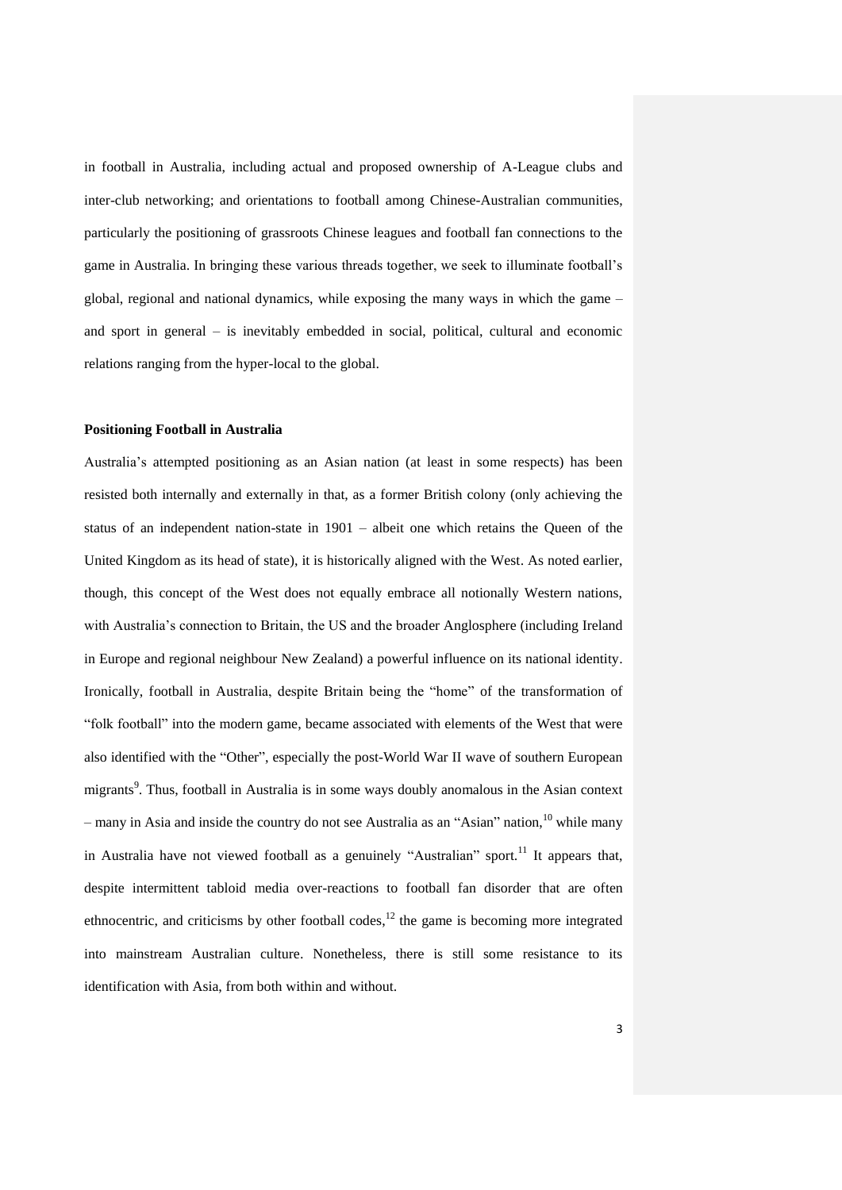in football in Australia, including actual and proposed ownership of A-League clubs and inter-club networking; and orientations to football among Chinese-Australian communities, particularly the positioning of grassroots Chinese leagues and football fan connections to the game in Australia. In bringing these various threads together, we seek to illuminate football's global, regional and national dynamics, while exposing the many ways in which the game – and sport in general – is inevitably embedded in social, political, cultural and economic relations ranging from the hyper-local to the global.

**Positioning Football in Australia**

Australia's attempted positioning as an Asian nation (at least in some respects) has been resisted both internally and externally in that, as a former British colony (only achieving the status of an independent nation-state in 1901 – albeit one which retains the Queen of the United Kingdom as its head of state), it is historically aligned with the West. As noted earlier, though, this concept of the West does not equally embrace all notionally Western nations, with Australia's connection to Britain, the US and the broader Anglosphere (including Ireland in Europe and regional neighbour New Zealand) a powerful influence on its national identity. Ironically, football in Australia, despite Britain being the "home" of the transformation of "folk football" into the modern game, became associated with elements of the West that were also identified with the "Other", especially the post-World War II wave of southern European migrants[9]. Thus, football in Australia is in some ways doubly anomalous in the Asian context – many in Asia and inside the country do not see Australia as an "Asian" nation,[10] while many in Australia have not viewed football as a genuinely "Australian" sport.[11] It appears that, despite intermittent tabloid media over-reactions to football fan disorder that are often ethnocentric, and criticisms by other football codes,[12] the game is becoming more integrated into mainstream Australian culture. Nonetheless, there is still some resistance to its identification with Asia, from both within and without.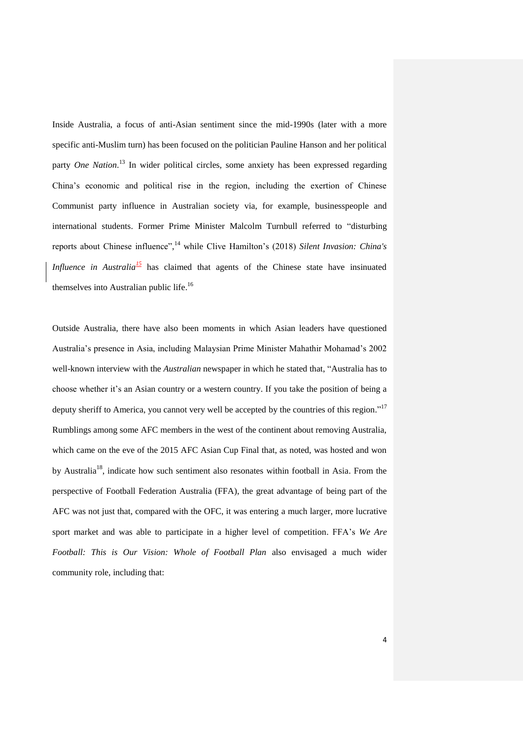Inside Australia, a focus of anti-Asian sentiment since the mid-1990s (later with a more specific anti-Muslim turn) has been focused on the politician Pauline Hanson and her political party *One Nation*.[13] In wider political circles, some anxiety has been expressed regarding China's economic and political rise in the region, including the exertion of Chinese Communist party influence in Australian society via, for example, businesspeople and international students. Former Prime Minister Malcolm Turnbull referred to "disturbing reports about Chinese influence",[14] while Clive Hamilton's (2018) *Silent Invasion: China's Influence in Australia*[15] has claimed that agents of the Chinese state have insinuated themselves into Australian public life.[16]

Outside Australia, there have also been moments in which Asian leaders have questioned Australia's presence in Asia, including Malaysian Prime Minister Mahathir Mohamad's 2002 well-known interview with the *Australian* newspaper in which he stated that, "Australia has to choose whether it's an Asian country or a western country. If you take the position of being a deputy sheriff to America, you cannot very well be accepted by the countries of this region."[17] Rumblings among some AFC members in the west of the continent about removing Australia, which came on the eve of the 2015 AFC Asian Cup Final that, as noted, was hosted and won by Australia[18], indicate how such sentiment also resonates within football in Asia. From the perspective of Football Federation Australia (FFA), the great advantage of being part of the AFC was not just that, compared with the OFC, it was entering a much larger, more lucrative sport market and was able to participate in a higher level of competition. FFA's *We Are Football: This is Our Vision: Whole of Football Plan* also envisaged a much wider community role, including that: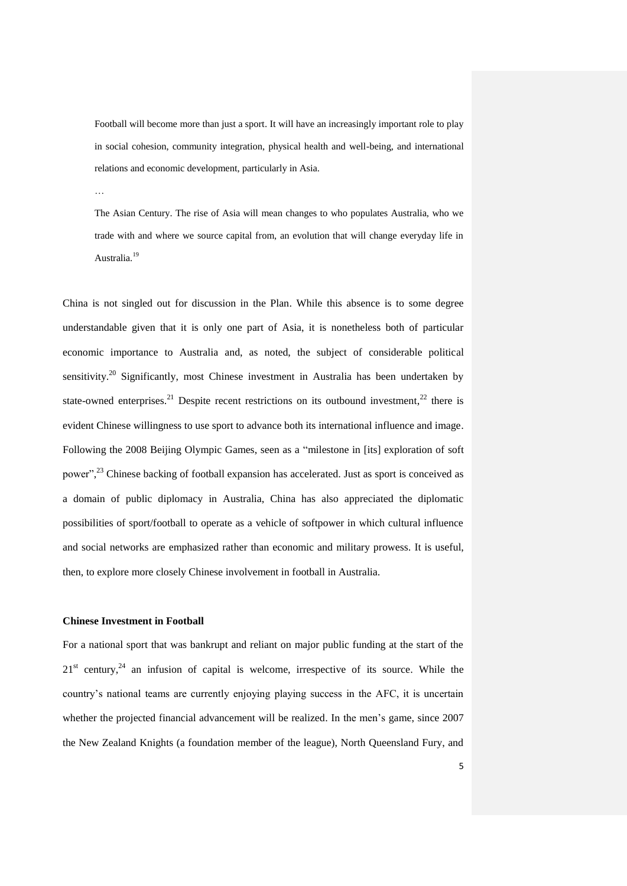> Football will become more than just a sport. It will have an increasingly important role to play in social cohesion, community integration, physical health and well-being, and international relations and economic development, particularly in Asia.
>
> …
>
> The Asian Century. The rise of Asia will mean changes to who populates Australia, who we trade with and where we source capital from, an evolution that will change everyday life in Australia.[19]

China is not singled out for discussion in the Plan. While this absence is to some degree understandable given that it is only one part of Asia, it is nonetheless both of particular economic importance to Australia and, as noted, the subject of considerable political sensitivity.[20] Significantly, most Chinese investment in Australia has been undertaken by state-owned enterprises.[21] Despite recent restrictions on its outbound investment,[22] there is evident Chinese willingness to use sport to advance both its international influence and image. Following the 2008 Beijing Olympic Games, seen as a "milestone in [its] exploration of soft power",[23] Chinese backing of football expansion has accelerated. Just as sport is conceived as a domain of public diplomacy in Australia, China has also appreciated the diplomatic possibilities of sport/football to operate as a vehicle of softpower in which cultural influence and social networks are emphasized rather than economic and military prowess. It is useful, then, to explore more closely Chinese involvement in football in Australia.

**Chinese Investment in Football**

For a national sport that was bankrupt and reliant on major public funding at the start of the 21st century,[24] an infusion of capital is welcome, irrespective of its source. While the country's national teams are currently enjoying playing success in the AFC, it is uncertain whether the projected financial advancement will be realized. In the men's game, since 2007 the New Zealand Knights (a foundation member of the league), North Queensland Fury, and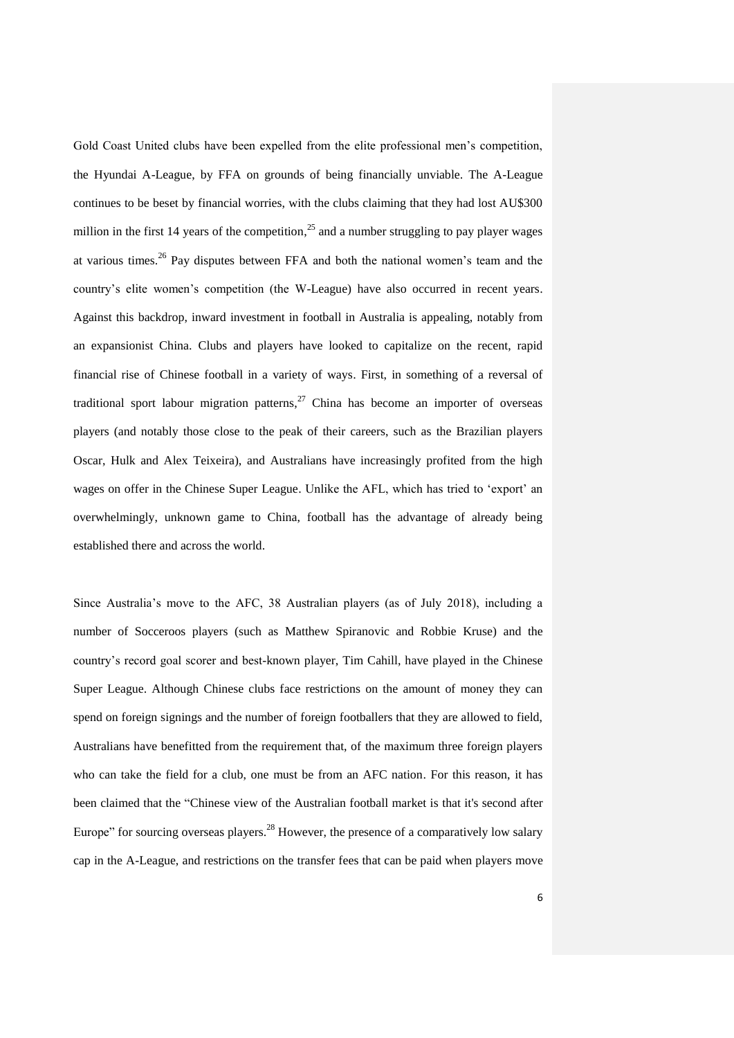Gold Coast United clubs have been expelled from the elite professional men's competition, the Hyundai A-League, by FFA on grounds of being financially unviable. The A-League continues to be beset by financial worries, with the clubs claiming that they had lost AU$300 million in the first 14 years of the competition,[25] and a number struggling to pay player wages at various times.[26] Pay disputes between FFA and both the national women's team and the country's elite women's competition (the W-League) have also occurred in recent years. Against this backdrop, inward investment in football in Australia is appealing, notably from an expansionist China. Clubs and players have looked to capitalize on the recent, rapid financial rise of Chinese football in a variety of ways. First, in something of a reversal of traditional sport labour migration patterns,[27] China has become an importer of overseas players (and notably those close to the peak of their careers, such as the Brazilian players Oscar, Hulk and Alex Teixeira), and Australians have increasingly profited from the high wages on offer in the Chinese Super League. Unlike the AFL, which has tried to 'export' an overwhelmingly, unknown game to China, football has the advantage of already being established there and across the world.

Since Australia's move to the AFC, 38 Australian players (as of July 2018), including a number of Socceroos players (such as Matthew Spiranovic and Robbie Kruse) and the country's record goal scorer and best-known player, Tim Cahill, have played in the Chinese Super League. Although Chinese clubs face restrictions on the amount of money they can spend on foreign signings and the number of foreign footballers that they are allowed to field, Australians have benefitted from the requirement that, of the maximum three foreign players who can take the field for a club, one must be from an AFC nation. For this reason, it has been claimed that the "Chinese view of the Australian football market is that it's second after Europe" for sourcing overseas players.[28] However, the presence of a comparatively low salary cap in the A-League, and restrictions on the transfer fees that can be paid when players move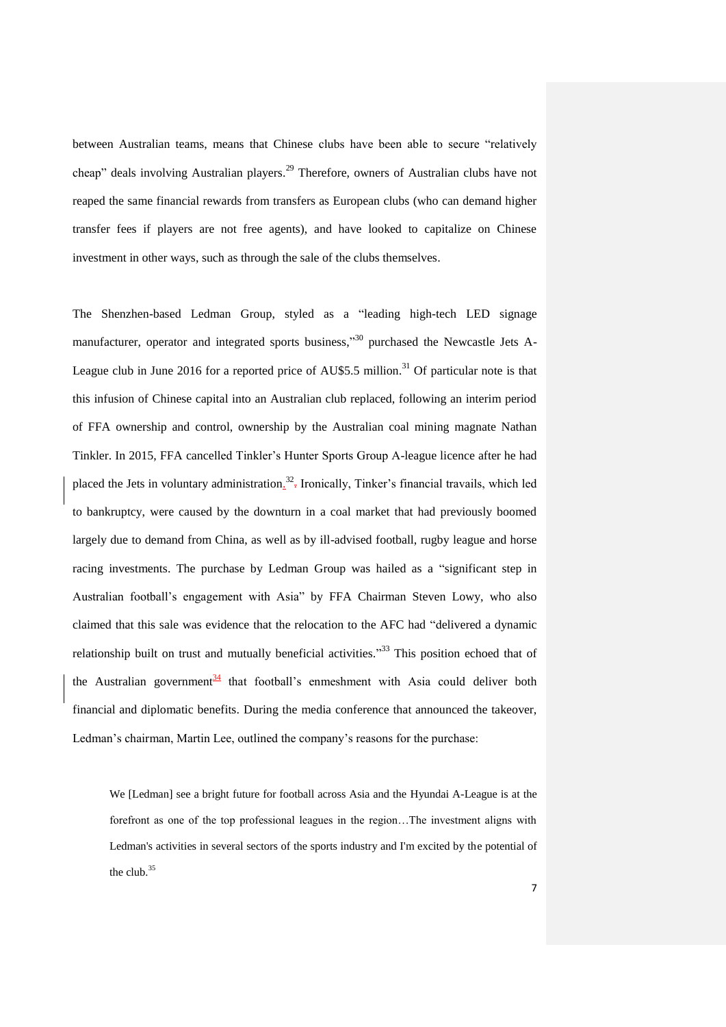between Australian teams, means that Chinese clubs have been able to secure "relatively cheap" deals involving Australian players.[29] Therefore, owners of Australian clubs have not reaped the same financial rewards from transfers as European clubs (who can demand higher transfer fees if players are not free agents), and have looked to capitalize on Chinese investment in other ways, such as through the sale of the clubs themselves.

The Shenzhen-based Ledman Group, styled as a "leading high-tech LED signage manufacturer, operator and integrated sports business,"[30] purchased the Newcastle Jets A-League club in June 2016 for a reported price of AU$5.5 million.[31] Of particular note is that this infusion of Chinese capital into an Australian club replaced, following an interim period of FFA ownership and control, ownership by the Australian coal mining magnate Nathan Tinkler. In 2015, FFA cancelled Tinkler's Hunter Sports Group A-league licence after he had placed the Jets in voluntary administration.[32] Ironically, Tinker's financial travails, which led to bankruptcy, were caused by the downturn in a coal market that had previously boomed largely due to demand from China, as well as by ill-advised football, rugby league and horse racing investments. The purchase by Ledman Group was hailed as a "significant step in Australian football's engagement with Asia" by FFA Chairman Steven Lowy, who also claimed that this sale was evidence that the relocation to the AFC had "delivered a dynamic relationship built on trust and mutually beneficial activities."[33] This position echoed that of the Australian government[34] that football's enmeshment with Asia could deliver both financial and diplomatic benefits. During the media conference that announced the takeover, Ledman's chairman, Martin Lee, outlined the company's reasons for the purchase:

> We [Ledman] see a bright future for football across Asia and the Hyundai A-League is at the forefront as one of the top professional leagues in the region…The investment aligns with Ledman's activities in several sectors of the sports industry and I'm excited by the potential of the club.[35]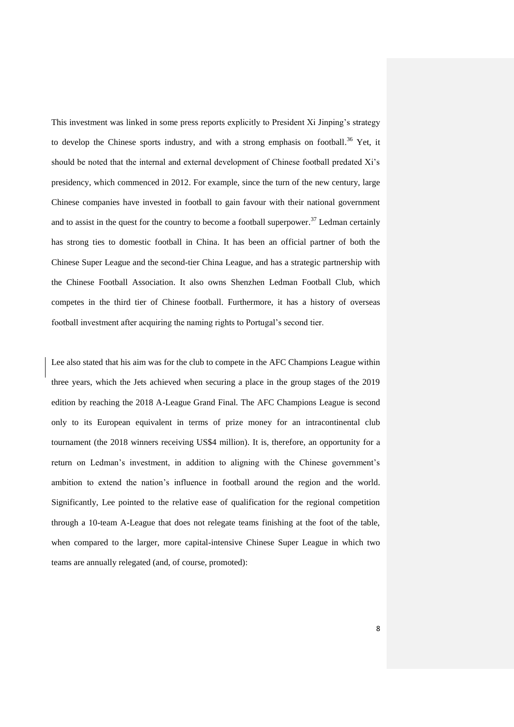This investment was linked in some press reports explicitly to President Xi Jinping's strategy to develop the Chinese sports industry, and with a strong emphasis on football.[36] Yet, it should be noted that the internal and external development of Chinese football predated Xi's presidency, which commenced in 2012. For example, since the turn of the new century, large Chinese companies have invested in football to gain favour with their national government and to assist in the quest for the country to become a football superpower.[37] Ledman certainly has strong ties to domestic football in China. It has been an official partner of both the Chinese Super League and the second-tier China League, and has a strategic partnership with the Chinese Football Association. It also owns Shenzhen Ledman Football Club, which competes in the third tier of Chinese football. Furthermore, it has a history of overseas football investment after acquiring the naming rights to Portugal's second tier.

Lee also stated that his aim was for the club to compete in the AFC Champions League within three years, which the Jets achieved when securing a place in the group stages of the 2019 edition by reaching the 2018 A-League Grand Final. The AFC Champions League is second only to its European equivalent in terms of prize money for an intracontinental club tournament (the 2018 winners receiving US$4 million). It is, therefore, an opportunity for a return on Ledman's investment, in addition to aligning with the Chinese government's ambition to extend the nation's influence in football around the region and the world. Significantly, Lee pointed to the relative ease of qualification for the regional competition through a 10-team A-League that does not relegate teams finishing at the foot of the table, when compared to the larger, more capital-intensive Chinese Super League in which two teams are annually relegated (and, of course, promoted):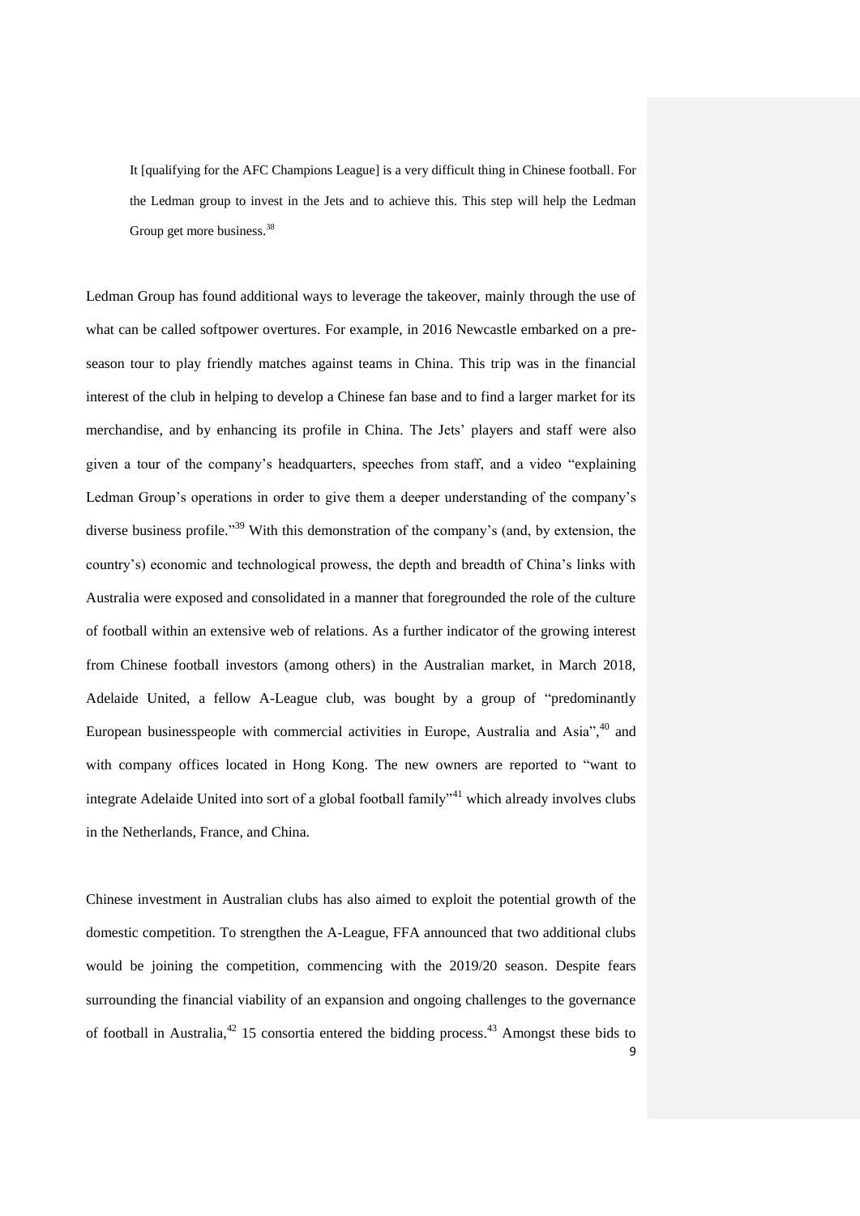> It [qualifying for the AFC Champions League] is a very difficult thing in Chinese football. For the Ledman group to invest in the Jets and to achieve this. This step will help the Ledman Group get more business.[38]

Ledman Group has found additional ways to leverage the takeover, mainly through the use of what can be called softpower overtures. For example, in 2016 Newcastle embarked on a pre-season tour to play friendly matches against teams in China. This trip was in the financial interest of the club in helping to develop a Chinese fan base and to find a larger market for its merchandise, and by enhancing its profile in China. The Jets' players and staff were also given a tour of the company's headquarters, speeches from staff, and a video "explaining Ledman Group's operations in order to give them a deeper understanding of the company's diverse business profile."[39] With this demonstration of the company's (and, by extension, the country's) economic and technological prowess, the depth and breadth of China's links with Australia were exposed and consolidated in a manner that foregrounded the role of the culture of football within an extensive web of relations. As a further indicator of the growing interest from Chinese football investors (among others) in the Australian market, in March 2018, Adelaide United, a fellow A-League club, was bought by a group of "predominantly European businesspeople with commercial activities in Europe, Australia and Asia",[40] and with company offices located in Hong Kong. The new owners are reported to "want to integrate Adelaide United into sort of a global football family"[41] which already involves clubs in the Netherlands, France, and China.

Chinese investment in Australian clubs has also aimed to exploit the potential growth of the domestic competition. To strengthen the A-League, FFA announced that two additional clubs would be joining the competition, commencing with the 2019/20 season. Despite fears surrounding the financial viability of an expansion and ongoing challenges to the governance of football in Australia,[42] 15 consortia entered the bidding process.[43] Amongst these bids to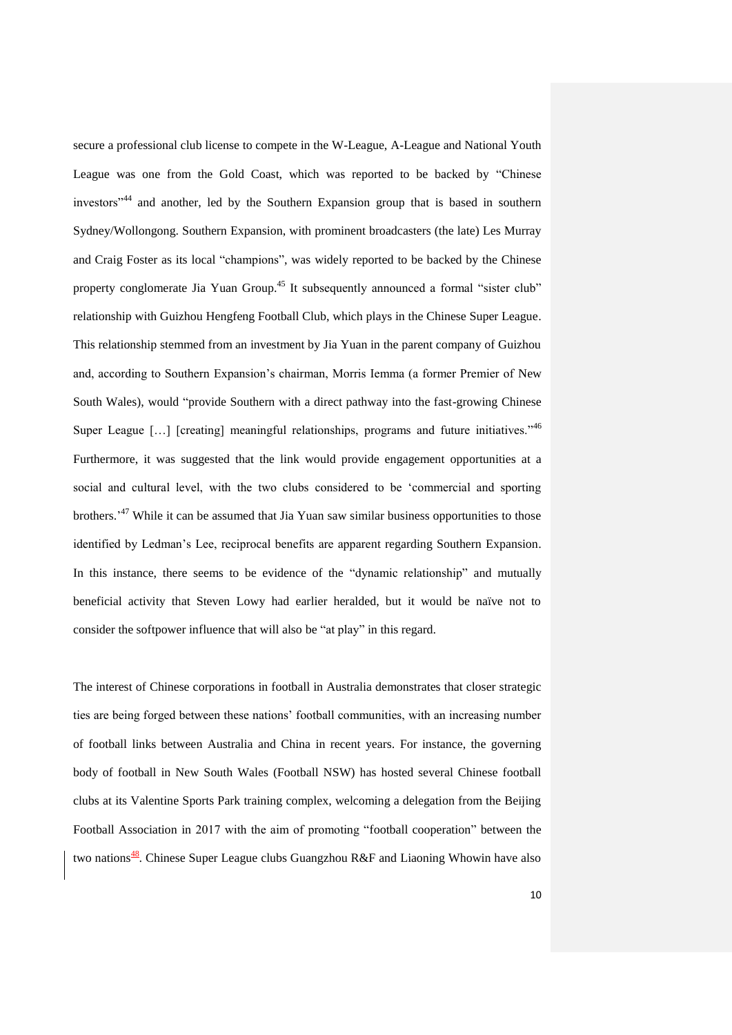secure a professional club license to compete in the W-League, A-League and National Youth League was one from the Gold Coast, which was reported to be backed by "Chinese investors"[44] and another, led by the Southern Expansion group that is based in southern Sydney/Wollongong. Southern Expansion, with prominent broadcasters (the late) Les Murray and Craig Foster as its local "champions", was widely reported to be backed by the Chinese property conglomerate Jia Yuan Group.[45] It subsequently announced a formal "sister club" relationship with Guizhou Hengfeng Football Club, which plays in the Chinese Super League. This relationship stemmed from an investment by Jia Yuan in the parent company of Guizhou and, according to Southern Expansion's chairman, Morris Iemma (a former Premier of New South Wales), would "provide Southern with a direct pathway into the fast-growing Chinese Super League […] [creating] meaningful relationships, programs and future initiatives."[46] Furthermore, it was suggested that the link would provide engagement opportunities at a social and cultural level, with the two clubs considered to be 'commercial and sporting brothers.'[47] While it can be assumed that Jia Yuan saw similar business opportunities to those identified by Ledman's Lee, reciprocal benefits are apparent regarding Southern Expansion. In this instance, there seems to be evidence of the "dynamic relationship" and mutually beneficial activity that Steven Lowy had earlier heralded, but it would be naïve not to consider the softpower influence that will also be "at play" in this regard.

The interest of Chinese corporations in football in Australia demonstrates that closer strategic ties are being forged between these nations' football communities, with an increasing number of football links between Australia and China in recent years. For instance, the governing body of football in New South Wales (Football NSW) has hosted several Chinese football clubs at its Valentine Sports Park training complex, welcoming a delegation from the Beijing Football Association in 2017 with the aim of promoting "football cooperation" between the two nations[48]. Chinese Super League clubs Guangzhou R&F and Liaoning Whowin have also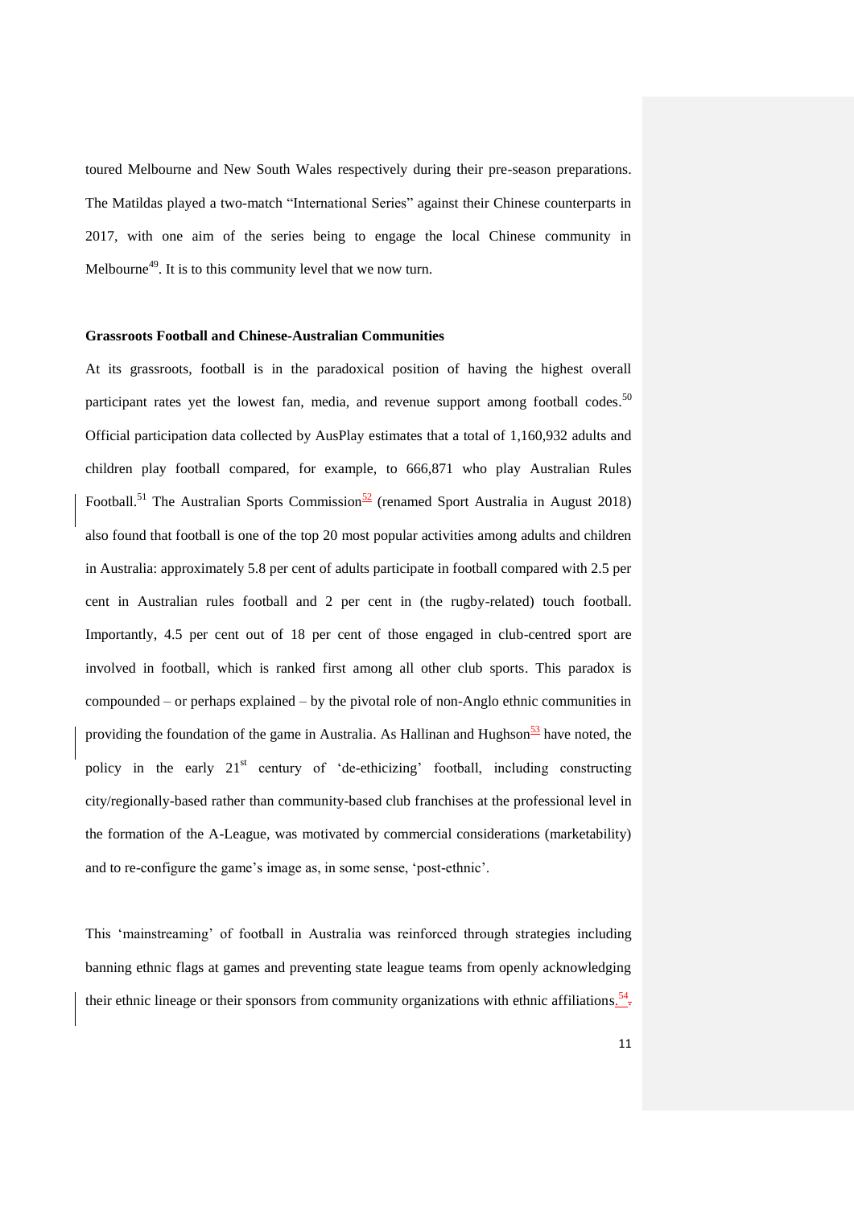toured Melbourne and New South Wales respectively during their pre-season preparations. The Matildas played a two-match "International Series" against their Chinese counterparts in 2017, with one aim of the series being to engage the local Chinese community in Melbourne[49]. It is to this community level that we now turn.

**Grassroots Football and Chinese-Australian Communities**

At its grassroots, football is in the paradoxical position of having the highest overall participant rates yet the lowest fan, media, and revenue support among football codes.[50] Official participation data collected by AusPlay estimates that a total of 1,160,932 adults and children play football compared, for example, to 666,871 who play Australian Rules Football.[51] The Australian Sports Commission[52] (renamed Sport Australia in August 2018) also found that football is one of the top 20 most popular activities among adults and children in Australia: approximately 5.8 per cent of adults participate in football compared with 2.5 per cent in Australian rules football and 2 per cent in (the rugby-related) touch football. Importantly, 4.5 per cent out of 18 per cent of those engaged in club-centred sport are involved in football, which is ranked first among all other club sports. This paradox is compounded – or perhaps explained – by the pivotal role of non-Anglo ethnic communities in providing the foundation of the game in Australia. As Hallinan and Hughson[53] have noted, the policy in the early 21st century of 'de-ethicizing' football, including constructing city/regionally-based rather than community-based club franchises at the professional level in the formation of the A-League, was motivated by commercial considerations (marketability) and to re-configure the game's image as, in some sense, 'post-ethnic'.

This 'mainstreaming' of football in Australia was reinforced through strategies including banning ethnic flags at games and preventing state league teams from openly acknowledging their ethnic lineage or their sponsors from community organizations with ethnic affiliations.[54]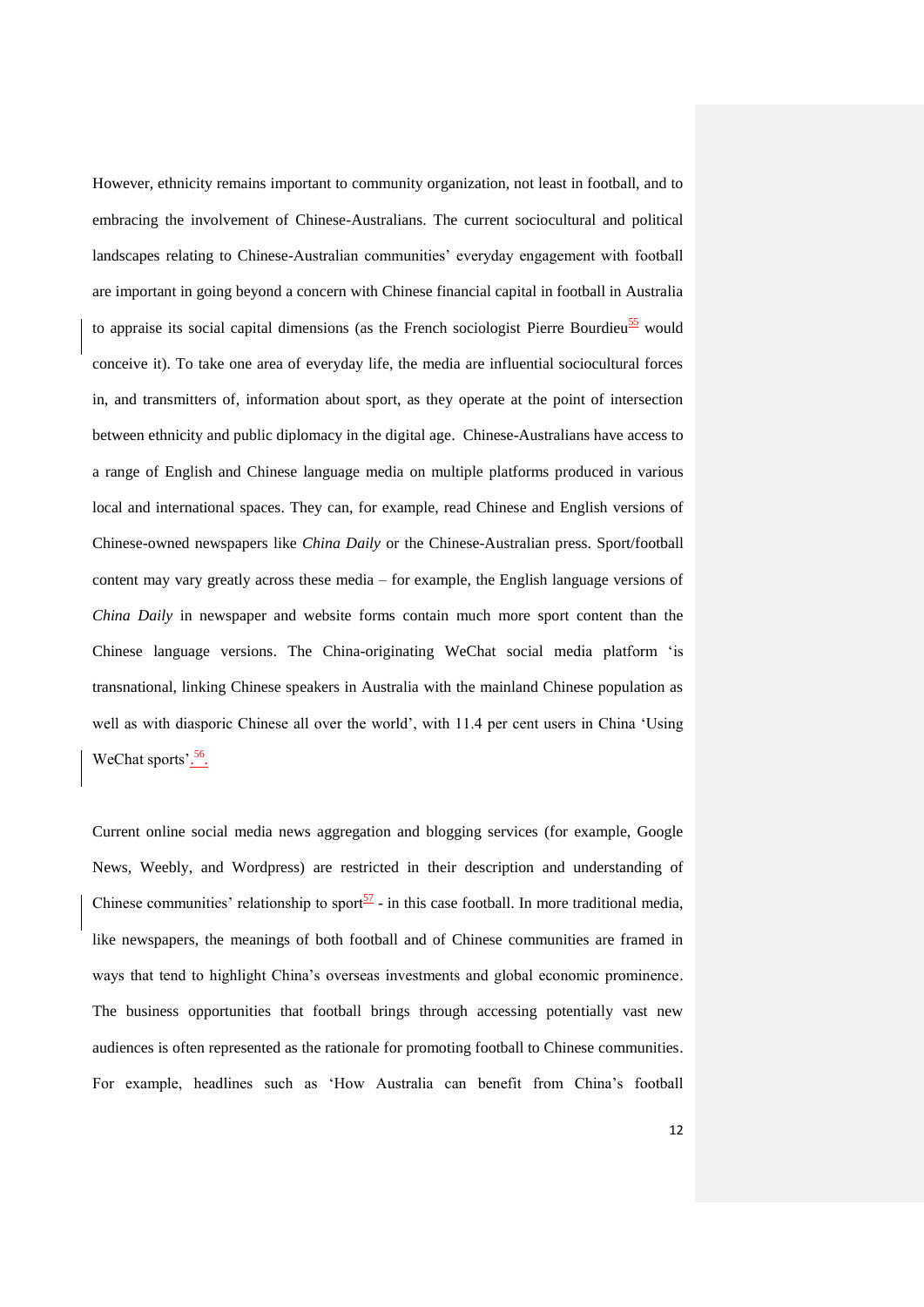However, ethnicity remains important to community organization, not least in football, and to embracing the involvement of Chinese-Australians. The current sociocultural and political landscapes relating to Chinese-Australian communities' everyday engagement with football are important in going beyond a concern with Chinese financial capital in football in Australia to appraise its social capital dimensions (as the French sociologist Pierre Bourdieu[55] would conceive it). To take one area of everyday life, the media are influential sociocultural forces in, and transmitters of, information about sport, as they operate at the point of intersection between ethnicity and public diplomacy in the digital age. Chinese-Australians have access to a range of English and Chinese language media on multiple platforms produced in various local and international spaces. They can, for example, read Chinese and English versions of Chinese-owned newspapers like *China Daily* or the Chinese-Australian press. Sport/football content may vary greatly across these media – for example, the English language versions of *China Daily* in newspaper and website forms contain much more sport content than the Chinese language versions. The China-originating WeChat social media platform 'is transnational, linking Chinese speakers in Australia with the mainland Chinese population as well as with diasporic Chinese all over the world', with 11.4 per cent users in China 'Using WeChat sports'.[56].

Current online social media news aggregation and blogging services (for example, Google News, Weebly, and Wordpress) are restricted in their description and understanding of Chinese communities' relationship to sport[57] - in this case football. In more traditional media, like newspapers, the meanings of both football and of Chinese communities are framed in ways that tend to highlight China's overseas investments and global economic prominence. The business opportunities that football brings through accessing potentially vast new audiences is often represented as the rationale for promoting football to Chinese communities. For example, headlines such as 'How Australia can benefit from China's football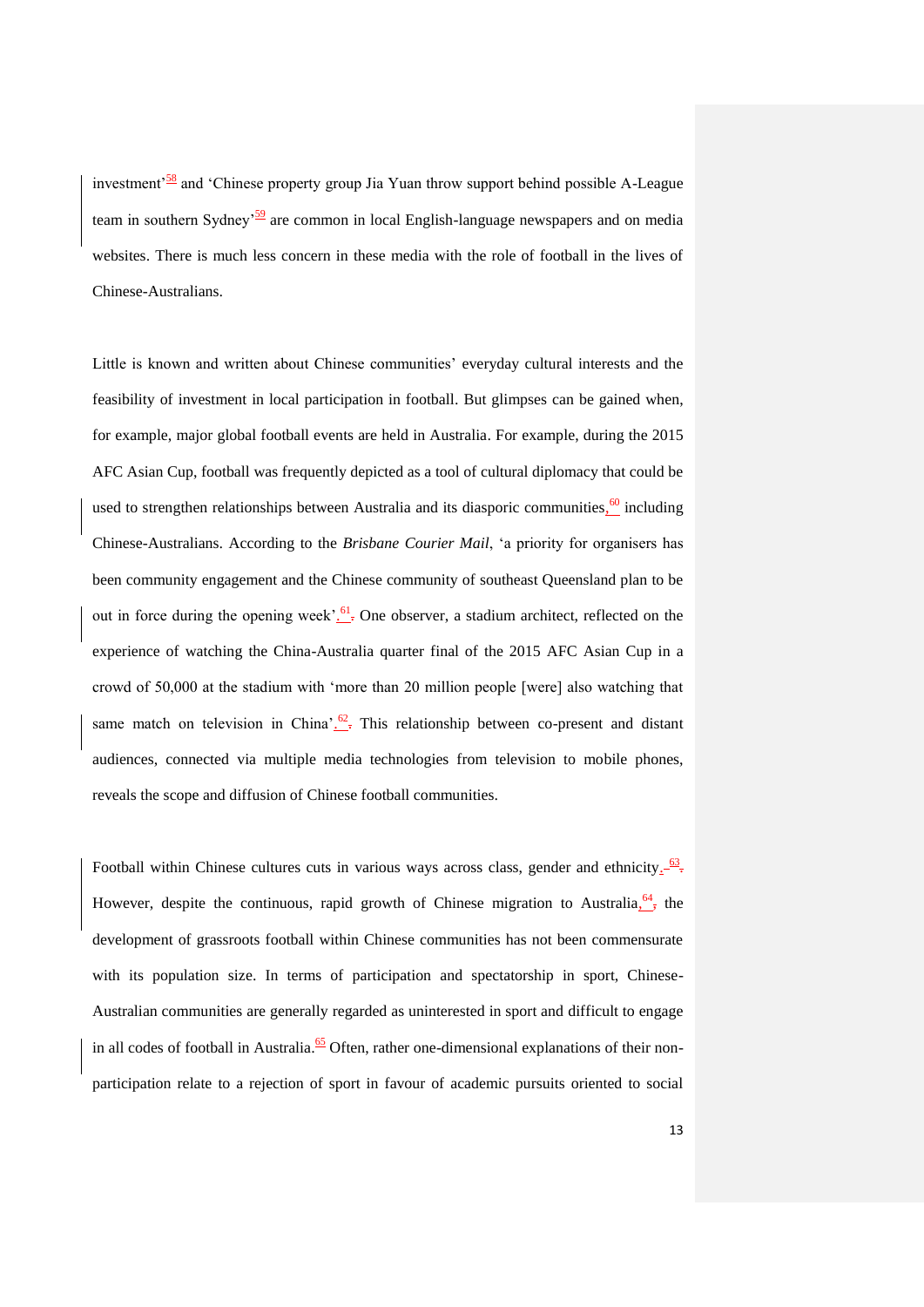investment'[58] and 'Chinese property group Jia Yuan throw support behind possible A-League team in southern Sydney'[59] are common in local English-language newspapers and on media websites. There is much less concern in these media with the role of football in the lives of Chinese-Australians.

Little is known and written about Chinese communities' everyday cultural interests and the feasibility of investment in local participation in football. But glimpses can be gained when, for example, major global football events are held in Australia. For example, during the 2015 AFC Asian Cup, football was frequently depicted as a tool of cultural diplomacy that could be used to strengthen relationships between Australia and its diasporic communities,[60] including Chinese-Australians. According to the *Brisbane Courier Mail*, 'a priority for organisers has been community engagement and the Chinese community of southeast Queensland plan to be out in force during the opening week'.[61] One observer, a stadium architect, reflected on the experience of watching the China-Australia quarter final of the 2015 AFC Asian Cup in a crowd of 50,000 at the stadium with 'more than 20 million people [were] also watching that same match on television in China'.[62] This relationship between co-present and distant audiences, connected via multiple media technologies from television to mobile phones, reveals the scope and diffusion of Chinese football communities.

Football within Chinese cultures cuts in various ways across class, gender and ethnicity.[63] However, despite the continuous, rapid growth of Chinese migration to Australia,[64] the development of grassroots football within Chinese communities has not been commensurate with its population size. In terms of participation and spectatorship in sport, Chinese-Australian communities are generally regarded as uninterested in sport and difficult to engage in all codes of football in Australia.[65] Often, rather one-dimensional explanations of their non-participation relate to a rejection of sport in favour of academic pursuits oriented to social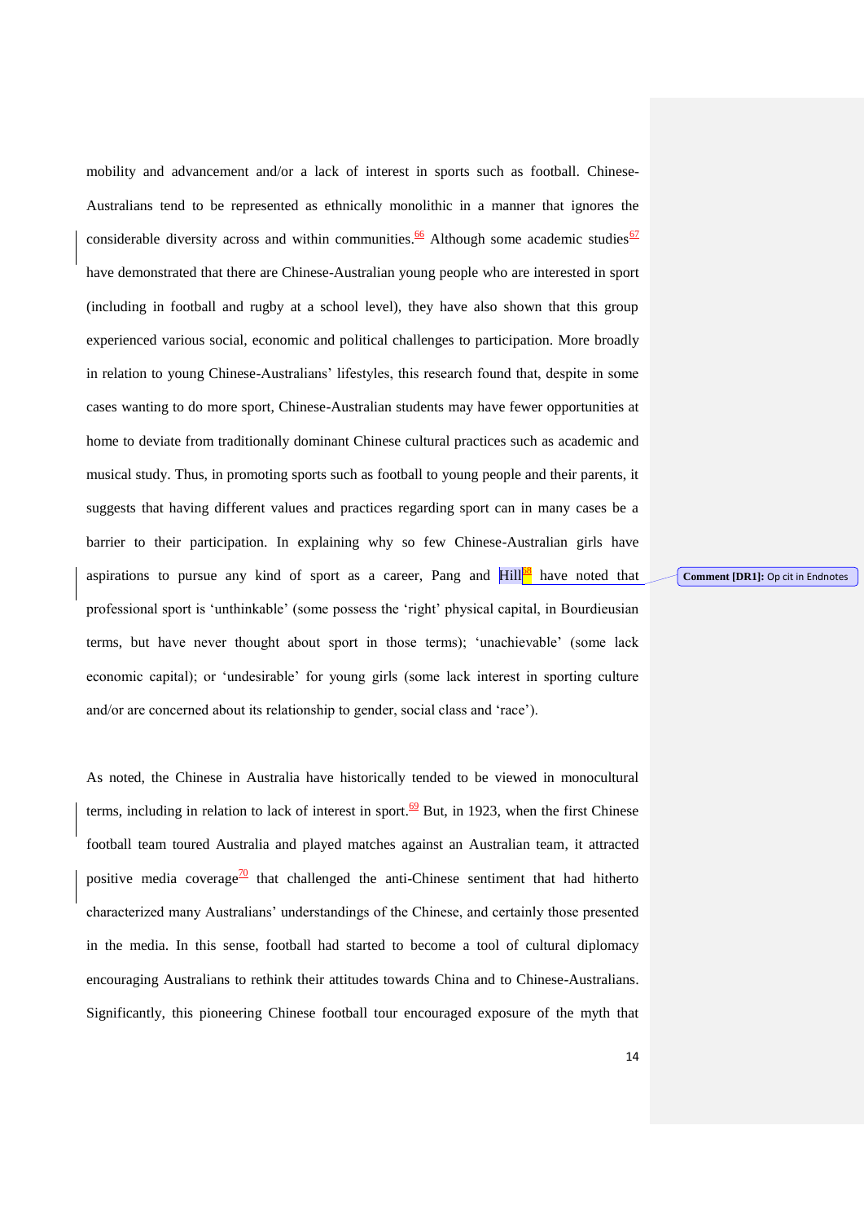mobility and advancement and/or a lack of interest in sports such as football. Chinese-Australians tend to be represented as ethnically monolithic in a manner that ignores the considerable diversity across and within communities.[66] Although some academic studies[67] have demonstrated that there are Chinese-Australian young people who are interested in sport (including in football and rugby at a school level), they have also shown that this group experienced various social, economic and political challenges to participation. More broadly in relation to young Chinese-Australians' lifestyles, this research found that, despite in some cases wanting to do more sport, Chinese-Australian students may have fewer opportunities at home to deviate from traditionally dominant Chinese cultural practices such as academic and musical study. Thus, in promoting sports such as football to young people and their parents, it suggests that having different values and practices regarding sport can in many cases be a barrier to their participation. In explaining why so few Chinese-Australian girls have aspirations to pursue any kind of sport as a career, Pang and Hill[68] have noted that professional sport is 'unthinkable' (some possess the 'right' physical capital, in Bourdieusian terms, but have never thought about sport in those terms); 'unachievable' (some lack economic capital); or 'undesirable' for young girls (some lack interest in sporting culture and/or are concerned about its relationship to gender, social class and 'race').

As noted, the Chinese in Australia have historically tended to be viewed in monocultural terms, including in relation to lack of interest in sport.[69] But, in 1923, when the first Chinese football team toured Australia and played matches against an Australian team, it attracted positive media coverage[70] that challenged the anti-Chinese sentiment that had hitherto characterized many Australians' understandings of the Chinese, and certainly those presented in the media. In this sense, football had started to become a tool of cultural diplomacy encouraging Australians to rethink their attitudes towards China and to Chinese-Australians. Significantly, this pioneering Chinese football tour encouraged exposure of the myth that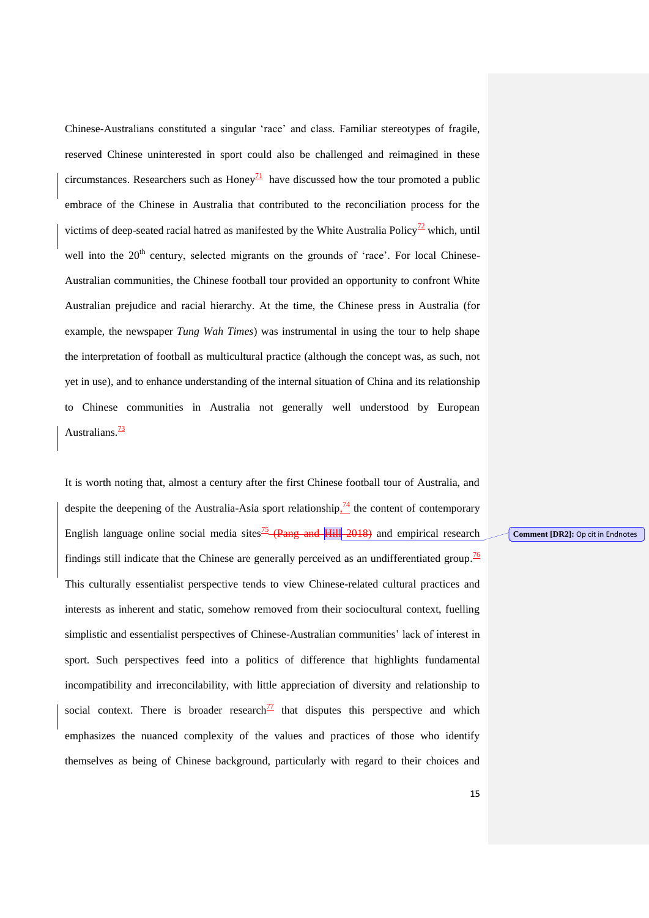Chinese-Australians constituted a singular 'race' and class. Familiar stereotypes of fragile, reserved Chinese uninterested in sport could also be challenged and reimagined in these circumstances. Researchers such as Honey[71] have discussed how the tour promoted a public embrace of the Chinese in Australia that contributed to the reconciliation process for the victims of deep-seated racial hatred as manifested by the White Australia Policy[72] which, until well into the 20th century, selected migrants on the grounds of 'race'. For local Chinese-Australian communities, the Chinese football tour provided an opportunity to confront White Australian prejudice and racial hierarchy. At the time, the Chinese press in Australia (for example, the newspaper *Tung Wah Times*) was instrumental in using the tour to help shape the interpretation of football as multicultural practice (although the concept was, as such, not yet in use), and to enhance understanding of the internal situation of China and its relationship to Chinese communities in Australia not generally well understood by European Australians.[73]

It is worth noting that, almost a century after the first Chinese football tour of Australia, and despite the deepening of the Australia-Asia sport relationship,[74] the content of contemporary English language online social media sites[75] (Pang and Hill 2018) and empirical research findings still indicate that the Chinese are generally perceived as an undifferentiated group.[76] This culturally essentialist perspective tends to view Chinese-related cultural practices and interests as inherent and static, somehow removed from their sociocultural context, fuelling simplistic and essentialist perspectives of Chinese-Australian communities' lack of interest in sport. Such perspectives feed into a politics of difference that highlights fundamental incompatibility and irreconcilability, with little appreciation of diversity and relationship to social context. There is broader research[77] that disputes this perspective and which emphasizes the nuanced complexity of the values and practices of those who identify themselves as being of Chinese background, particularly with regard to their choices and

Comment [DR2]: Op cit in Endnotes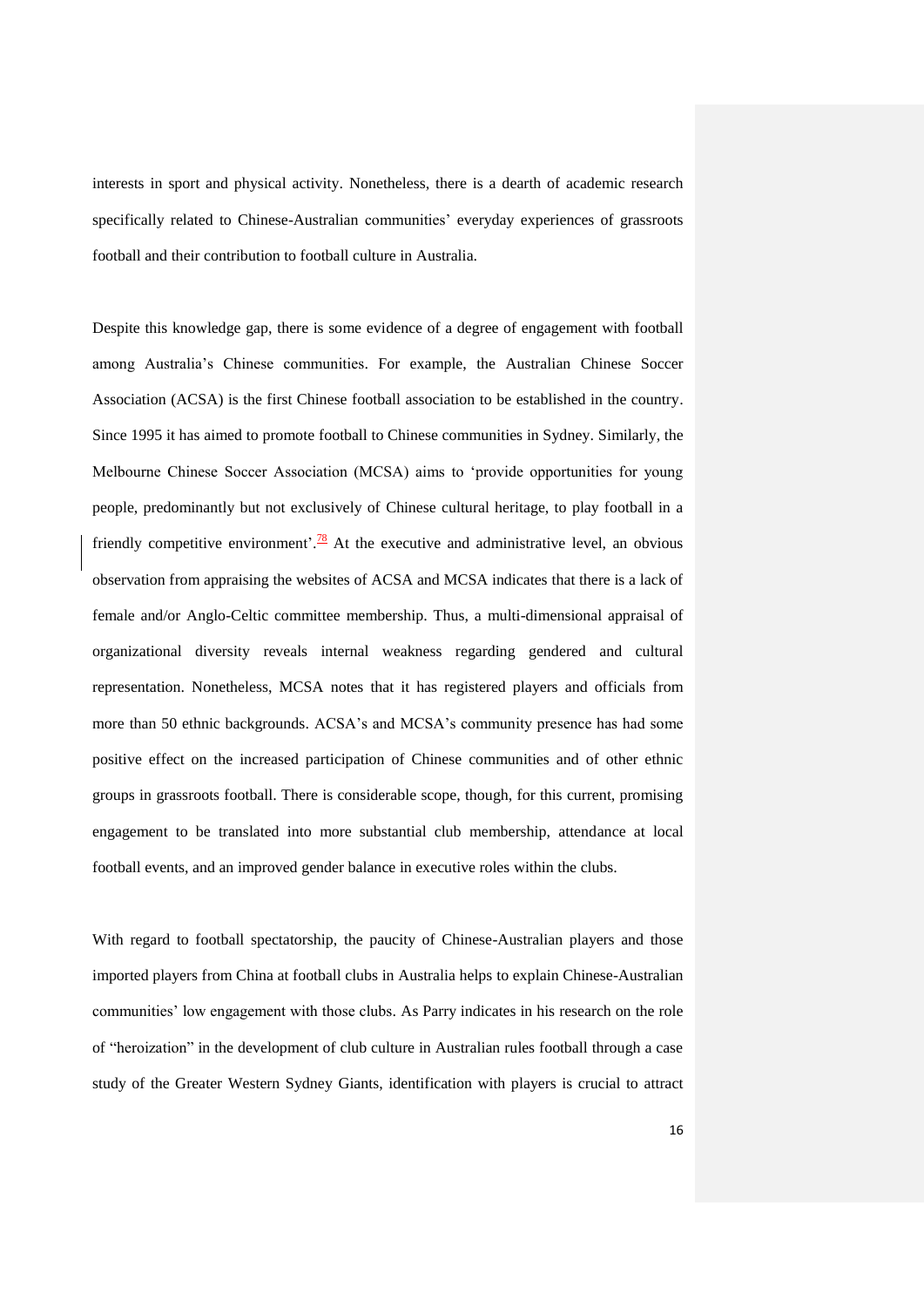interests in sport and physical activity. Nonetheless, there is a dearth of academic research specifically related to Chinese-Australian communities' everyday experiences of grassroots football and their contribution to football culture in Australia.

Despite this knowledge gap, there is some evidence of a degree of engagement with football among Australia's Chinese communities. For example, the Australian Chinese Soccer Association (ACSA) is the first Chinese football association to be established in the country. Since 1995 it has aimed to promote football to Chinese communities in Sydney. Similarly, the Melbourne Chinese Soccer Association (MCSA) aims to 'provide opportunities for young people, predominantly but not exclusively of Chinese cultural heritage, to play football in a friendly competitive environment'.[78] At the executive and administrative level, an obvious observation from appraising the websites of ACSA and MCSA indicates that there is a lack of female and/or Anglo-Celtic committee membership. Thus, a multi-dimensional appraisal of organizational diversity reveals internal weakness regarding gendered and cultural representation. Nonetheless, MCSA notes that it has registered players and officials from more than 50 ethnic backgrounds. ACSA's and MCSA's community presence has had some positive effect on the increased participation of Chinese communities and of other ethnic groups in grassroots football. There is considerable scope, though, for this current, promising engagement to be translated into more substantial club membership, attendance at local football events, and an improved gender balance in executive roles within the clubs.

With regard to football spectatorship, the paucity of Chinese-Australian players and those imported players from China at football clubs in Australia helps to explain Chinese-Australian communities' low engagement with those clubs. As Parry indicates in his research on the role of "heroization" in the development of club culture in Australian rules football through a case study of the Greater Western Sydney Giants, identification with players is crucial to attract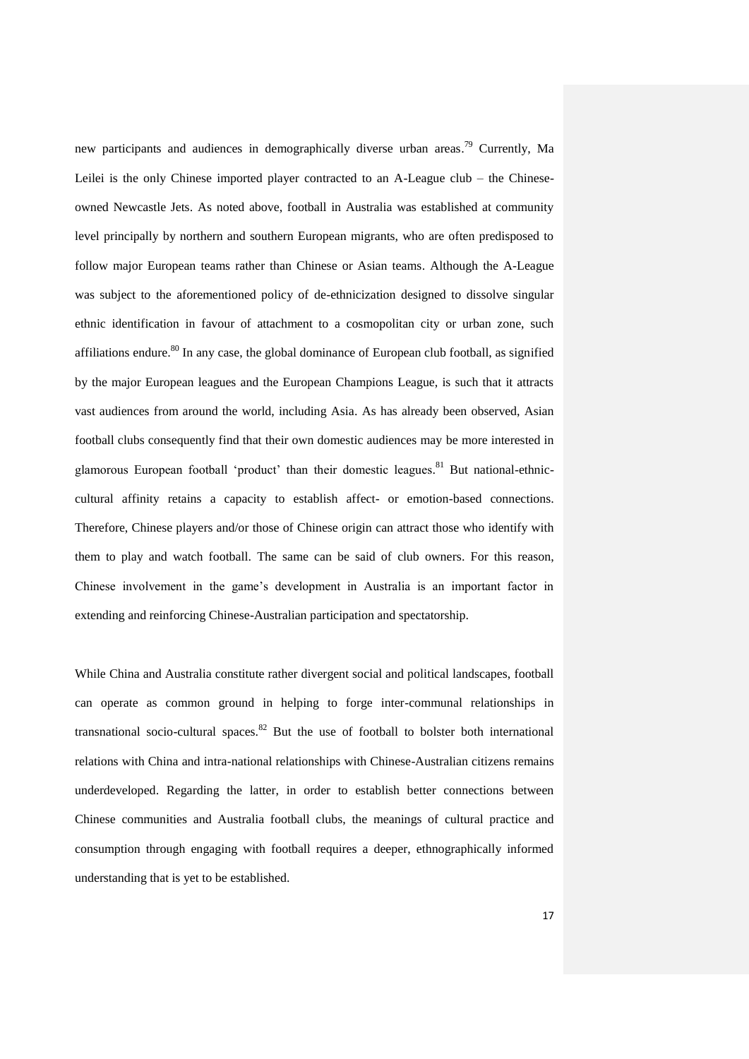new participants and audiences in demographically diverse urban areas.[79] Currently, Ma Leilei is the only Chinese imported player contracted to an A-League club – the Chinese-owned Newcastle Jets. As noted above, football in Australia was established at community level principally by northern and southern European migrants, who are often predisposed to follow major European teams rather than Chinese or Asian teams. Although the A-League was subject to the aforementioned policy of de-ethnicization designed to dissolve singular ethnic identification in favour of attachment to a cosmopolitan city or urban zone, such affiliations endure.[80] In any case, the global dominance of European club football, as signified by the major European leagues and the European Champions League, is such that it attracts vast audiences from around the world, including Asia. As has already been observed, Asian football clubs consequently find that their own domestic audiences may be more interested in glamorous European football 'product' than their domestic leagues.[81] But national-ethnic-cultural affinity retains a capacity to establish affect- or emotion-based connections. Therefore, Chinese players and/or those of Chinese origin can attract those who identify with them to play and watch football. The same can be said of club owners. For this reason, Chinese involvement in the game's development in Australia is an important factor in extending and reinforcing Chinese-Australian participation and spectatorship.

While China and Australia constitute rather divergent social and political landscapes, football can operate as common ground in helping to forge inter-communal relationships in transnational socio-cultural spaces.[82] But the use of football to bolster both international relations with China and intra-national relationships with Chinese-Australian citizens remains underdeveloped. Regarding the latter, in order to establish better connections between Chinese communities and Australia football clubs, the meanings of cultural practice and consumption through engaging with football requires a deeper, ethnographically informed understanding that is yet to be established.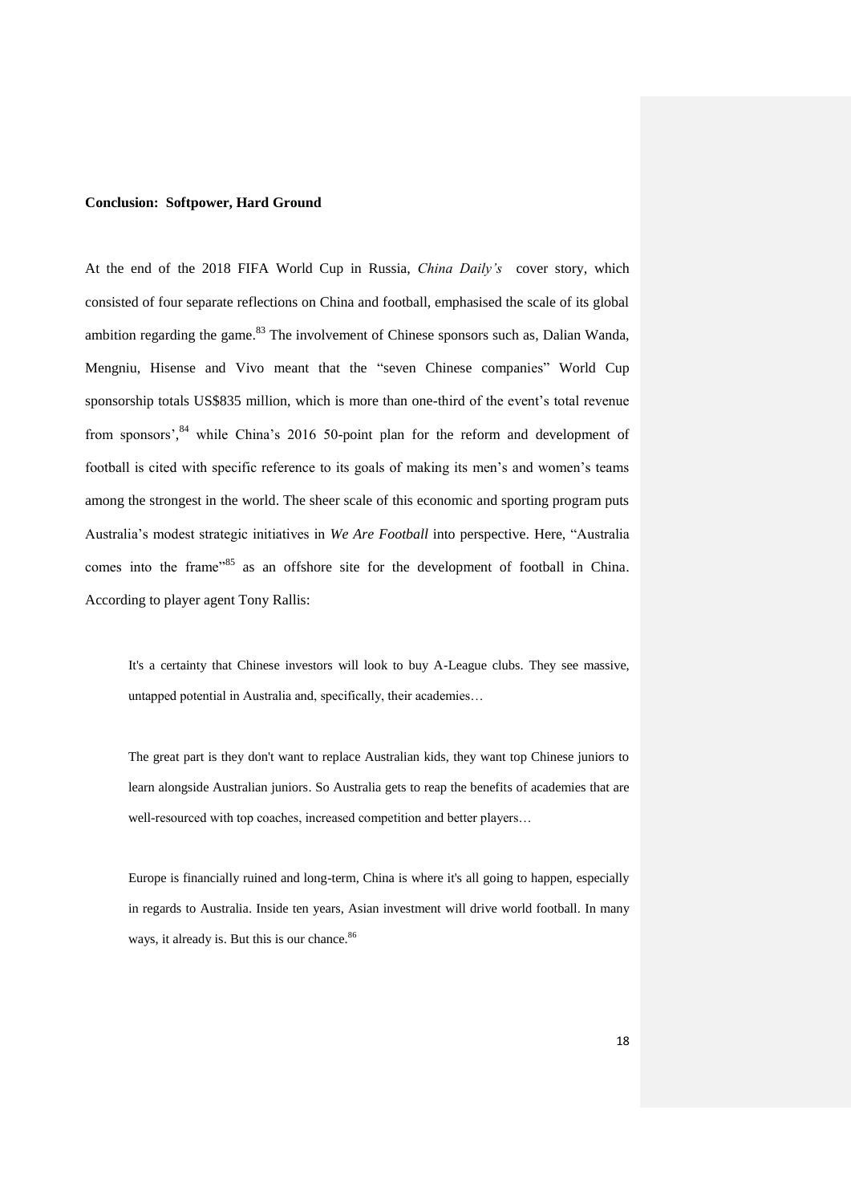**Conclusion: Softpower, Hard Ground**

At the end of the 2018 FIFA World Cup in Russia, *China Daily's* cover story, which consisted of four separate reflections on China and football, emphasised the scale of its global ambition regarding the game.[83] The involvement of Chinese sponsors such as, Dalian Wanda, Mengniu, Hisense and Vivo meant that the "seven Chinese companies" World Cup sponsorship totals US$835 million, which is more than one-third of the event's total revenue from sponsors',[84] while China's 2016 50-point plan for the reform and development of football is cited with specific reference to its goals of making its men's and women's teams among the strongest in the world. The sheer scale of this economic and sporting program puts Australia's modest strategic initiatives in *We Are Football* into perspective. Here, "Australia comes into the frame"[85] as an offshore site for the development of football in China. According to player agent Tony Rallis:

> It's a certainty that Chinese investors will look to buy A-League clubs. They see massive, untapped potential in Australia and, specifically, their academies…
>
> The great part is they don't want to replace Australian kids, they want top Chinese juniors to learn alongside Australian juniors. So Australia gets to reap the benefits of academies that are well-resourced with top coaches, increased competition and better players…
>
> Europe is financially ruined and long-term, China is where it's all going to happen, especially in regards to Australia. Inside ten years, Asian investment will drive world football. In many ways, it already is. But this is our chance.[86]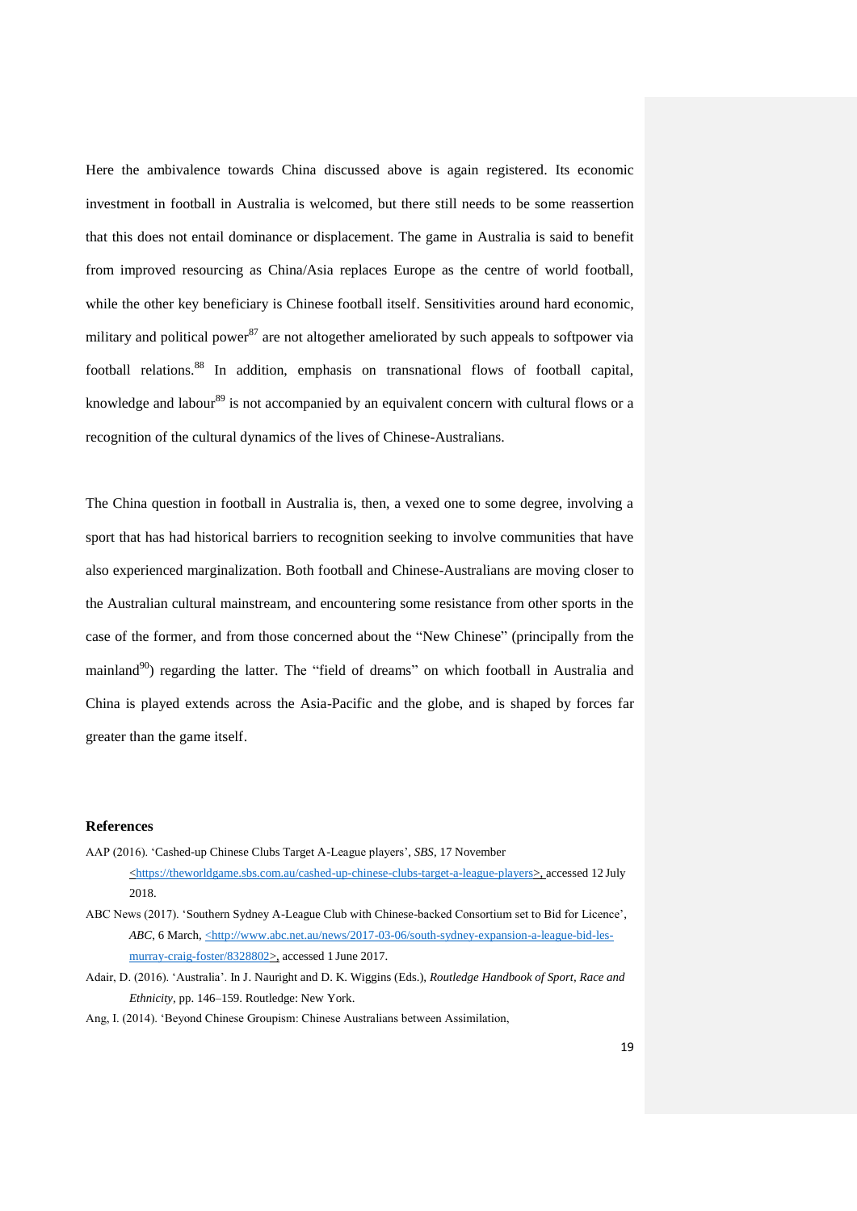Here the ambivalence towards China discussed above is again registered. Its economic investment in football in Australia is welcomed, but there still needs to be some reassertion that this does not entail dominance or displacement. The game in Australia is said to benefit from improved resourcing as China/Asia replaces Europe as the centre of world football, while the other key beneficiary is Chinese football itself. Sensitivities around hard economic, military and political power[87] are not altogether ameliorated by such appeals to softpower via football relations.[88] In addition, emphasis on transnational flows of football capital, knowledge and labour[89] is not accompanied by an equivalent concern with cultural flows or a recognition of the cultural dynamics of the lives of Chinese-Australians.

The China question in football in Australia is, then, a vexed one to some degree, involving a sport that has had historical barriers to recognition seeking to involve communities that have also experienced marginalization. Both football and Chinese-Australians are moving closer to the Australian cultural mainstream, and encountering some resistance from other sports in the case of the former, and from those concerned about the "New Chinese" (principally from the mainland[90]) regarding the latter. The "field of dreams" on which football in Australia and China is played extends across the Asia-Pacific and the globe, and is shaped by forces far greater than the game itself.

## References

AAP (2016). 'Cashed-up Chinese Clubs Target A-League players', *SBS*, 17 November <https://theworldgame.sbs.com.au/cashed-up-chinese-clubs-target-a-league-players>, accessed 12 July 2018.

ABC News (2017). 'Southern Sydney A-League Club with Chinese-backed Consortium set to Bid for Licence', *ABC*, 6 March, <http://www.abc.net.au/news/2017-03-06/south-sydney-expansion-a-league-bid-les-murray-craig-foster/8328802>, accessed 1 June 2017.

Adair, D. (2016). 'Australia'. In J. Nauright and D. K. Wiggins (Eds.), *Routledge Handbook of Sport, Race and Ethnicity*, pp. 146–159. Routledge: New York.

Ang, I. (2014). 'Beyond Chinese Groupism: Chinese Australians between Assimilation,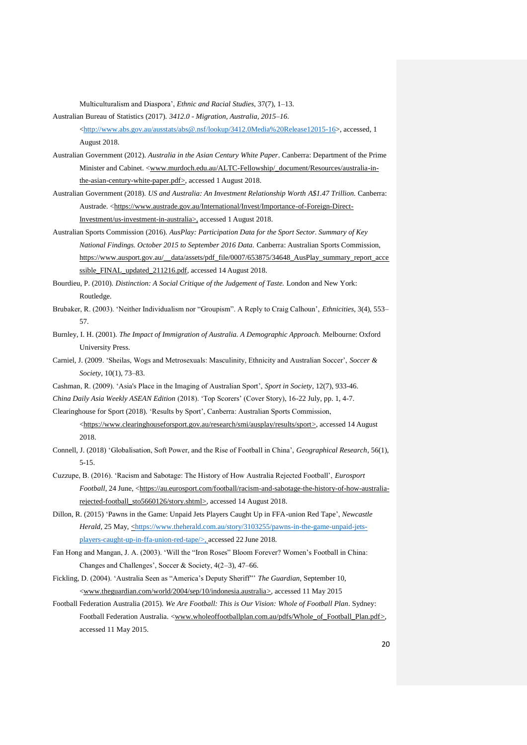Multiculturalism and Diaspora', *Ethnic and Racial Studies*, 37(7), 1–13.

Australian Bureau of Statistics (2017). *3412.0 - Migration, Australia, 2015–16*. <http://www.abs.gov.au/ausstats/abs@.nsf/lookup/3412.0Media%20Release12015-16>, accessed, 1 August 2018.

Australian Government (2012). *Australia in the Asian Century White Paper*. Canberra: Department of the Prime Minister and Cabinet. <www.murdoch.edu.au/ALTC-Fellowship/_document/Resources/australia-in-the-asian-century-white-paper.pdf>, accessed 1 August 2018.

Australian Government (2018). *US and Australia: An Investment Relationship Worth A$1.47 Trillion.* Canberra: Austrade. <https://www.austrade.gov.au/International/Invest/Importance-of-Foreign-Direct-Investment/us-investment-in-australia>, accessed 1 August 2018.

Australian Sports Commission (2016). *AusPlay: Participation Data for the Sport Sector. Summary of Key National Findings. October 2015 to September 2016 Data.* Canberra: Australian Sports Commission, https://www.ausport.gov.au/__data/assets/pdf_file/0007/653875/34648_AusPlay_summary_report_accessible_FINAL_updated_211216.pdf, accessed 14 August 2018.

Bourdieu, P. (2010). *Distinction: A Social Critique of the Judgement of Taste.* London and New York: Routledge.

Brubaker, R. (2003). 'Neither Individualism nor "Groupism". A Reply to Craig Calhoun', *Ethnicities*, 3(4), 553–57.

Burnley, I. H. (2001). *The Impact of Immigration of Australia. A Demographic Approach.* Melbourne: Oxford University Press.

Carniel, J. (2009. 'Sheilas, Wogs and Metrosexuals: Masculinity, Ethnicity and Australian Soccer', *Soccer & Society*, 10(1), 73–83.

Cashman, R. (2009). 'Asia's Place in the Imaging of Australian Sport', *Sport in Society*, 12(7), 933-46.

*China Daily Asia Weekly ASEAN Edition* (2018). 'Top Scorers' (Cover Story), 16-22 July, pp. 1, 4-7.

Clearinghouse for Sport (2018). 'Results by Sport', Canberra: Australian Sports Commission, <https://www.clearinghouseforsport.gov.au/research/smi/ausplay/results/sport>, accessed 14 August 2018.

Connell, J. (2018) 'Globalisation, Soft Power, and the Rise of Football in China', *Geographical Research*, 56(1), 5-15.

Cuzzupe, B. (2016). 'Racism and Sabotage: The History of How Australia Rejected Football', *Eurosport Football*, 24 June, <https://au.eurosport.com/football/racism-and-sabotage-the-history-of-how-australia-rejected-football_sto5660126/story.shtml>, accessed 14 August 2018.

Dillon, R. (2015) 'Pawns in the Game: Unpaid Jets Players Caught Up in FFA-union Red Tape', *Newcastle Herald*, 25 May, <https://www.theherald.com.au/story/3103255/pawns-in-the-game-unpaid-jets-players-caught-up-in-ffa-union-red-tape/>, accessed 22 June 2018.

Fan Hong and Mangan, J. A. (2003). 'Will the "Iron Roses" Bloom Forever? Women's Football in China: Changes and Challenges', Soccer & Society, 4(2–3), 47–66.

Fickling, D. (2004). 'Australia Seen as "America's Deputy Sheriff"' *The Guardian*, September 10, <www.theguardian.com/world/2004/sep/10/indonesia.australia>, accessed 11 May 2015

Football Federation Australia (2015). *We Are Football: This is Our Vision: Whole of Football Plan*. Sydney: Football Federation Australia. <www.wholeoffootballplan.com.au/pdfs/Whole_of_Football_Plan.pdf>, accessed 11 May 2015.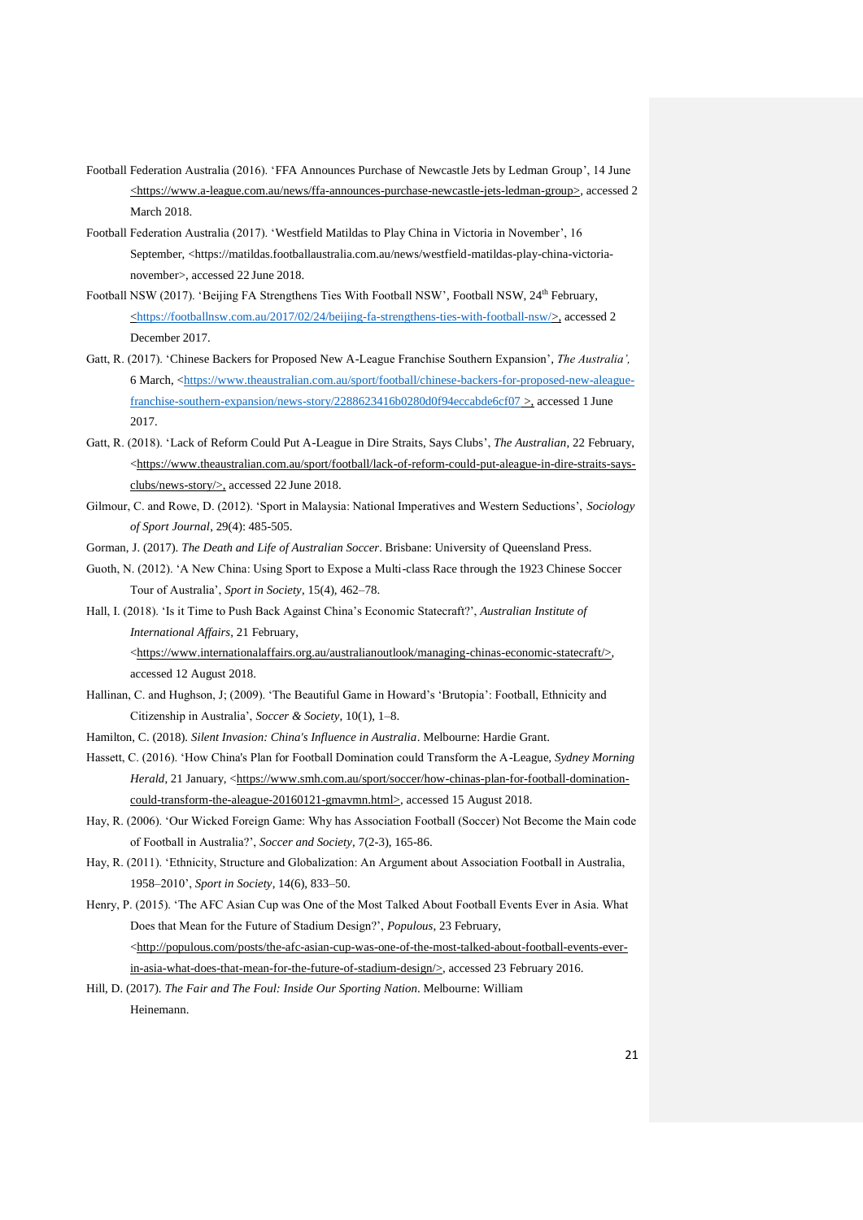Football Federation Australia (2016). 'FFA Announces Purchase of Newcastle Jets by Ledman Group', 14 June <https://www.a-league.com.au/news/ffa-announces-purchase-newcastle-jets-ledman-group>, accessed 2 March 2018.

Football Federation Australia (2017). 'Westfield Matildas to Play China in Victoria in November', 16 September, <https://matildas.footballaustralia.com.au/news/westfield-matildas-play-china-victoria-november>, accessed 22 June 2018.

Football NSW (2017). 'Beijing FA Strengthens Ties With Football NSW', Football NSW, 24th February, <https://footballnsw.com.au/2017/02/24/beijing-fa-strengthens-ties-with-football-nsw/>, accessed 2 December 2017.

Gatt, R. (2017). 'Chinese Backers for Proposed New A-League Franchise Southern Expansion', *The Australia',* 6 March, <https://www.theaustralian.com.au/sport/football/chinese-backers-for-proposed-new-aleague-franchise-southern-expansion/news-story/2288623416b0280d0f94eccabde6cf07 >, accessed 1 June 2017.

Gatt, R. (2018). 'Lack of Reform Could Put A-League in Dire Straits, Says Clubs', *The Australian*, 22 February, <https://www.theaustralian.com.au/sport/football/lack-of-reform-could-put-aleague-in-dire-straits-says-clubs/news-story/>, accessed 22 June 2018.

Gilmour, C. and Rowe, D. (2012). 'Sport in Malaysia: National Imperatives and Western Seductions', *Sociology of Sport Journal*, 29(4): 485-505.

Gorman, J. (2017). *The Death and Life of Australian Soccer*. Brisbane: University of Queensland Press.

Guoth, N. (2012). 'A New China: Using Sport to Expose a Multi-class Race through the 1923 Chinese Soccer Tour of Australia', *Sport in Society*, 15(4), 462–78.

Hall, I. (2018). 'Is it Time to Push Back Against China's Economic Statecraft?', *Australian Institute of International Affairs*, 21 February, <https://www.internationalaffairs.org.au/australianoutlook/managing-chinas-economic-statecraft/>, accessed 12 August 2018.

Hallinan, C. and Hughson, J; (2009). 'The Beautiful Game in Howard's 'Brutopia': Football, Ethnicity and Citizenship in Australia', *Soccer & Society*, 10(1), 1–8.

Hamilton, C. (2018). *Silent Invasion: China's Influence in Australia*. Melbourne: Hardie Grant.

Hassett, C. (2016). 'How China's Plan for Football Domination could Transform the A-League, *Sydney Morning Herald*, 21 January, <https://www.smh.com.au/sport/soccer/how-chinas-plan-for-football-domination-could-transform-the-aleague-20160121-gmavmn.html>, accessed 15 August 2018.

Hay, R. (2006). 'Our Wicked Foreign Game: Why has Association Football (Soccer) Not Become the Main code of Football in Australia?', *Soccer and Society*, 7(2-3), 165-86.

Hay, R. (2011). 'Ethnicity, Structure and Globalization: An Argument about Association Football in Australia, 1958–2010', *Sport in Society*, 14(6), 833–50.

Henry, P. (2015). 'The AFC Asian Cup was One of the Most Talked About Football Events Ever in Asia. What Does that Mean for the Future of Stadium Design?', *Populous*, 23 February, <http://populous.com/posts/the-afc-asian-cup-was-one-of-the-most-talked-about-football-events-ever-in-asia-what-does-that-mean-for-the-future-of-stadium-design/>, accessed 23 February 2016.

Hill, D. (2017). *The Fair and The Foul: Inside Our Sporting Nation*. Melbourne: William Heinemann.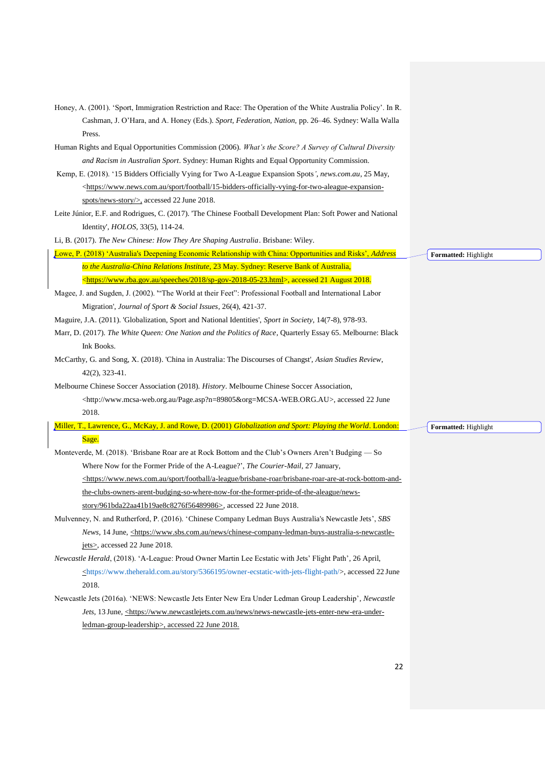Honey, A. (2001). ‘Sport, Immigration Restriction and Race: The Operation of the White Australia Policy’. In R. Cashman, J. O’Hara, and A. Honey (Eds.). *Sport, Federation, Nation*, pp. 26–46. Sydney: Walla Walla Press.

Human Rights and Equal Opportunities Commission (2006). *What’s the Score? A Survey of Cultural Diversity and Racism in Australian Sport*. Sydney: Human Rights and Equal Opportunity Commission.

Kemp, E. (2018). ‘15 Bidders Officially Vying for Two A-League Expansion Spots’, *news.com.au*, 25 May, <https://www.news.com.au/sport/football/15-bidders-officially-vying-for-two-aleague-expansion-spots/news-story/>, accessed 22 June 2018.

Leite Júnior, E.F. and Rodrigues, C. (2017). 'The Chinese Football Development Plan: Soft Power and National Identity', *HOLOS*, 33(5), 114-24.

Li, B. (2017). *The New Chinese: How They Are Shaping Australia*. Brisbane: Wiley.

Lowe, P. (2018) ‘Australia's Deepening Economic Relationship with China: Opportunities and Risks’, *Address to the Australia-China Relations Institute*, 23 May. Sydney: Reserve Bank of Australia, <https://www.rba.gov.au/speeches/2018/sp-gov-2018-05-23.html>, accessed 21 August 2018.

Magee, J. and Sugden, J. (2002). '“The World at their Feet”: Professional Football and International Labor Migration', *Journal of Sport & Social Issues*, 26(4), 421-37.

Maguire, J.A. (2011). 'Globalization, Sport and National Identities', *Sport in Society*, 14(7-8), 978-93.

Marr, D. (2017). *The White Queen: One Nation and the Politics of Race*, Quarterly Essay 65. Melbourne: Black Ink Books.

McCarthy, G. and Song, X. (2018). 'China in Australia: The Discourses of Changst', *Asian Studies Review*, 42(2), 323-41.

Melbourne Chinese Soccer Association (2018). *History*. Melbourne Chinese Soccer Association, <http://www.mcsa-web.org.au/Page.asp?n=89805&org=MCSA-WEB.ORG.AU>, accessed 22 June 2018.

Miller, T., Lawrence, G., McKay, J. and Rowe, D. (2001) *Globalization and Sport: Playing the World*. London: Sage.

Monteverde, M. (2018). ‘Brisbane Roar are at Rock Bottom and the Club’s Owners Aren’t Budging — So Where Now for the Former Pride of the A-League?’, *The Courier-Mail*, 27 January, <https://www.news.com.au/sport/football/a-league/brisbane-roar/brisbane-roar-are-at-rock-bottom-and-the-clubs-owners-arent-budging-so-where-now-for-the-former-pride-of-the-aleague/news-story/961bda22aa41b19ae8c8276f56489986>, accessed 22 June 2018.

Mulvenney, N. and Rutherford, P. (2016). ‘Chinese Company Ledman Buys Australia's Newcastle Jets’, *SBS News*, 14 June, <https://www.sbs.com.au/news/chinese-company-ledman-buys-australia-s-newcastle-jets>, accessed 22 June 2018.

*Newcastle Herald*, (2018). ‘A-League: Proud Owner Martin Lee Ecstatic with Jets’ Flight Path’, 26 April, <https://www.theherald.com.au/story/5366195/owner-ecstatic-with-jets-flight-path/>, accessed 22 June 2018.

Newcastle Jets (2016a). ‘NEWS: Newcastle Jets Enter New Era Under Ledman Group Leadership’, *Newcastle Jets*, 13 June, <https://www.newcastlejets.com.au/news/news-newcastle-jets-enter-new-era-under-ledman-group-leadership>, accessed 22 June 2018.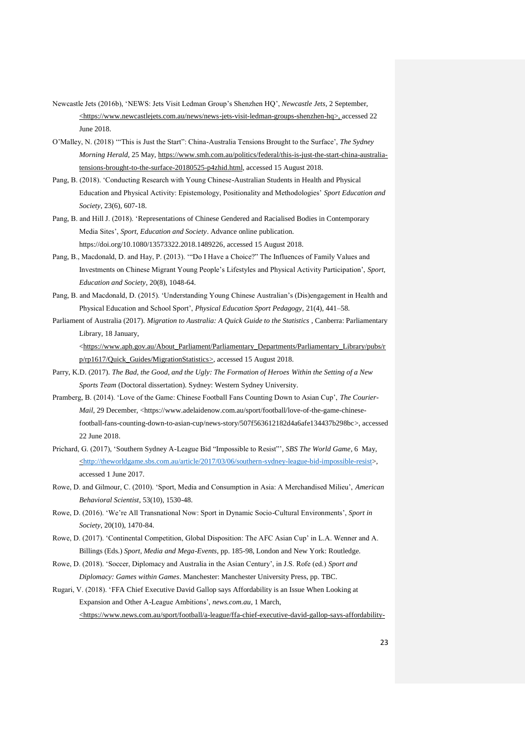Newcastle Jets (2016b), 'NEWS: Jets Visit Ledman Group's Shenzhen HQ', *Newcastle Jets*, 2 September, <https://www.newcastlejets.com.au/news/news-jets-visit-ledman-groups-shenzhen-hq>, accessed 22 June 2018.

O'Malley, N. (2018) '"This is Just the Start": China-Australia Tensions Brought to the Surface', *The Sydney Morning Herald*, 25 May, https://www.smh.com.au/politics/federal/this-is-just-the-start-china-australia-tensions-brought-to-the-surface-20180525-p4zhid.html, accessed 15 August 2018.

Pang, B. (2018). 'Conducting Research with Young Chinese-Australian Students in Health and Physical Education and Physical Activity: Epistemology, Positionality and Methodologies' *Sport Education and Society*, 23(6), 607-18.

Pang, B. and Hill J. (2018). 'Representations of Chinese Gendered and Racialised Bodies in Contemporary Media Sites', *Sport, Education and Society*. Advance online publication. https://doi.org/10.1080/13573322.2018.1489226, accessed 15 August 2018.

Pang, B., Macdonald, D. and Hay, P. (2013). '"Do I Have a Choice?" The Influences of Family Values and Investments on Chinese Migrant Young People's Lifestyles and Physical Activity Participation', *Sport, Education and Society*, 20(8), 1048-64.

Pang, B. and Macdonald, D. (2015). 'Understanding Young Chinese Australian's (Dis)engagement in Health and Physical Education and School Sport', *Physical Education Sport Pedagogy*, 21(4), 441–58.

Parliament of Australia (2017). *Migration to Australia: A Quick Guide to the Statistics* , Canberra: Parliamentary Library, 18 January, <https://www.aph.gov.au/About_Parliament/Parliamentary_Departments/Parliamentary_Library/pubs/rp/rp1617/Quick_Guides/MigrationStatistics>, accessed 15 August 2018.

Parry, K.D. (2017). *The Bad, the Good, and the Ugly: The Formation of Heroes Within the Setting of a New Sports Team* (Doctoral dissertation). Sydney: Western Sydney University.

Pramberg, B. (2014). 'Love of the Game: Chinese Football Fans Counting Down to Asian Cup', *The Courier-Mail*, 29 December, <https://www.adelaidenow.com.au/sport/football/love-of-the-game-chinese-football-fans-counting-down-to-asian-cup/news-story/507f563612182d4a6afe134437b298bc>, accessed 22 June 2018.

Prichard, G. (2017), 'Southern Sydney A-League Bid "Impossible to Resist"', *SBS The World Game*, 6 May, <http://theworldgame.sbs.com.au/article/2017/03/06/southern-sydney-league-bid-impossible-resist>, accessed 1 June 2017.

Rowe, D. and Gilmour, C. (2010). 'Sport, Media and Consumption in Asia: A Merchandised Milieu', *American Behavioral Scientist*, 53(10), 1530-48.

Rowe, D. (2016). 'We're All Transnational Now: Sport in Dynamic Socio-Cultural Environments', *Sport in Society*, 20(10), 1470-84.

Rowe, D. (2017). 'Continental Competition, Global Disposition: The AFC Asian Cup' in L.A. Wenner and A. Billings (Eds.) *Sport, Media and Mega-Events*, pp. 185-98, London and New York: Routledge.

Rowe, D. (2018). 'Soccer, Diplomacy and Australia in the Asian Century', in J.S. Rofe (ed.) *Sport and Diplomacy: Games within Games*. Manchester: Manchester University Press, pp. TBC.

Rugari, V. (2018). 'FFA Chief Executive David Gallop says Affordability is an Issue When Looking at Expansion and Other A-League Ambitions', *news.com.au*, 1 March, <https://www.news.com.au/sport/football/a-league/ffa-chief-executive-david-gallop-says-affordability-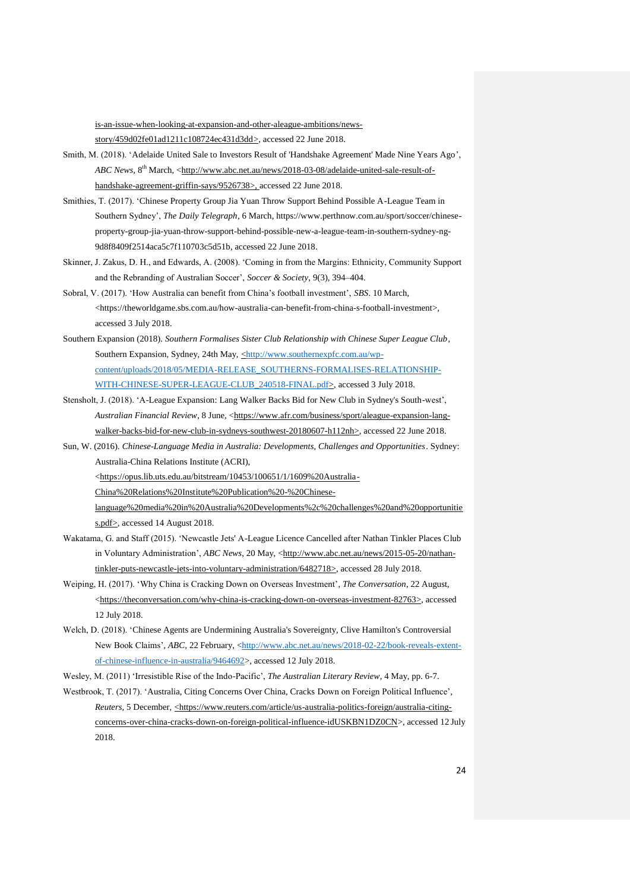is-an-issue-when-looking-at-expansion-and-other-aleague-ambitions/news-story/459d02fe01ad1211c108724ec431d3dd>, accessed 22 June 2018.

Smith, M. (2018). 'Adelaide United Sale to Investors Result of 'Handshake Agreement' Made Nine Years Ago', *ABC News*, 8th March, <http://www.abc.net.au/news/2018-03-08/adelaide-united-sale-result-of-handshake-agreement-griffin-says/9526738>, accessed 22 June 2018.

Smithies, T. (2017). 'Chinese Property Group Jia Yuan Throw Support Behind Possible A-League Team in Southern Sydney', *The Daily Telegraph*, 6 March, https://www.perthnow.com.au/sport/soccer/chinese-property-group-jia-yuan-throw-support-behind-possible-new-a-league-team-in-southern-sydney-ng-9d8f8409f2514aca5c7f110703c5d51b, accessed 22 June 2018.

Skinner, J. Zakus, D. H., and Edwards, A. (2008). 'Coming in from the Margins: Ethnicity, Community Support and the Rebranding of Australian Soccer', *Soccer & Society*, 9(3), 394–404.

Sobral, V. (2017). 'How Australia can benefit from China's football investment', *SBS*. 10 March, <https://theworldgame.sbs.com.au/how-australia-can-benefit-from-china-s-football-investment>, accessed 3 July 2018.

Southern Expansion (2018). *Southern Formalises Sister Club Relationship with Chinese Super League Club*, Southern Expansion, Sydney, 24th May, <http://www.southernexpfc.com.au/wp-content/uploads/2018/05/MEDIA-RELEASE_SOUTHERNS-FORMALISES-RELATIONSHIP-WITH-CHINESE-SUPER-LEAGUE-CLUB_240518-FINAL.pdf>, accessed 3 July 2018.

Stensholt, J. (2018). 'A-League Expansion: Lang Walker Backs Bid for New Club in Sydney's South-west', *Australian Financial Review*, 8 June, <https://www.afr.com/business/sport/aleague-expansion-lang-walker-backs-bid-for-new-club-in-sydneys-southwest-20180607-h112nh>, accessed 22 June 2018.

Sun, W. (2016). *Chinese-Language Media in Australia: Developments, Challenges and Opportunities*. Sydney: Australia-China Relations Institute (ACRI), <https://opus.lib.uts.edu.au/bitstream/10453/100651/1/1609%20Australia-China%20Relations%20Institute%20Publication%20-%20Chinese-language%20media%20in%20Australia%20Developments%2c%20challenges%20and%20opportunities.pdf>, accessed 14 August 2018.

Wakatama, G. and Staff (2015). 'Newcastle Jets' A-League Licence Cancelled after Nathan Tinkler Places Club in Voluntary Administration', *ABC News*, 20 May, <http://www.abc.net.au/news/2015-05-20/nathan-tinkler-puts-newcastle-jets-into-voluntary-administration/6482718>, accessed 28 July 2018.

Weiping, H. (2017). 'Why China is Cracking Down on Overseas Investment', *The Conversation*, 22 August, <https://theconversation.com/why-china-is-cracking-down-on-overseas-investment-82763>, accessed 12 July 2018.

Welch, D. (2018). 'Chinese Agents are Undermining Australia's Sovereignty, Clive Hamilton's Controversial New Book Claims', *ABC*, 22 February, <http://www.abc.net.au/news/2018-02-22/book-reveals-extent-of-chinese-influence-in-australia/9464692>, accessed 12 July 2018.

Wesley, M. (2011) 'Irresistible Rise of the Indo-Pacific', *The Australian Literary Review*, 4 May, pp. 6-7.

Westbrook, T. (2017). 'Australia, Citing Concerns Over China, Cracks Down on Foreign Political Influence', *Reuters*, 5 December, <https://www.reuters.com/article/us-australia-politics-foreign/australia-citing-concerns-over-china-cracks-down-on-foreign-political-influence-idUSKBN1DZ0CN>, accessed 12 July 2018.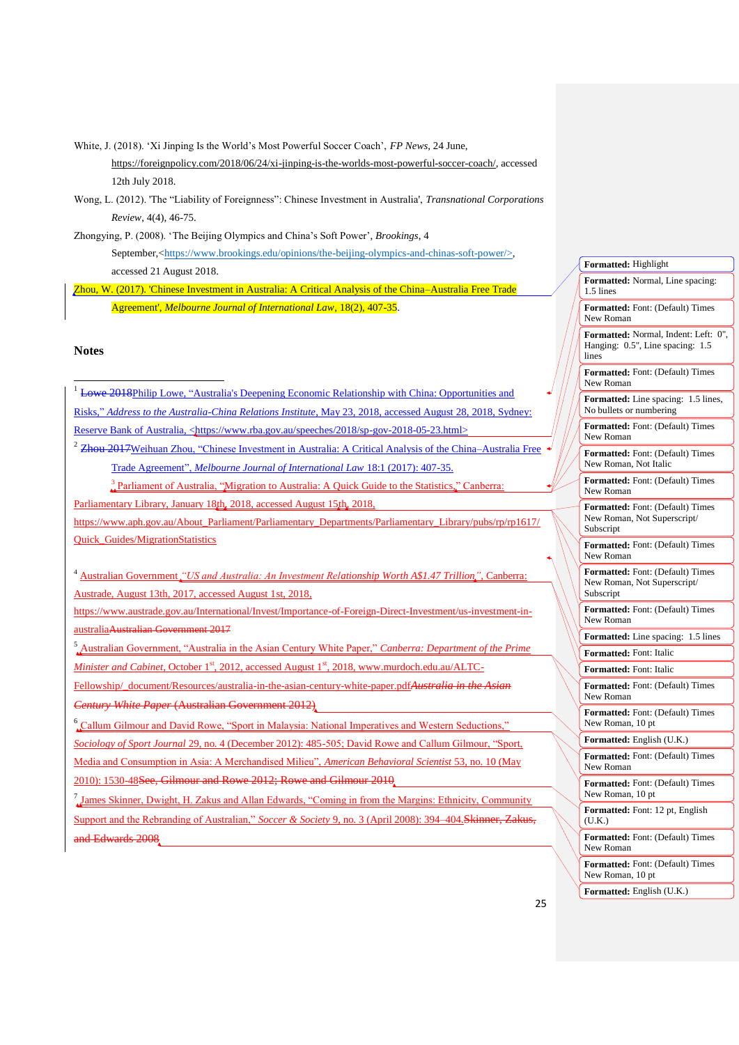White, J. (2018). 'Xi Jinping Is the World's Most Powerful Soccer Coach', *FP News*, 24 June, https://foreignpolicy.com/2018/06/24/xi-jinping-is-the-worlds-most-powerful-soccer-coach/, accessed 12th July 2018.

Wong, L. (2012). 'The "Liability of Foreignness": Chinese Investment in Australia', *Transnational Corporations Review*, 4(4), 46-75.

Zhongying, P. (2008). 'The Beijing Olympics and China's Soft Power', *Brookings*, 4 September,<https://www.brookings.edu/opinions/the-beijing-olympics-and-chinas-soft-power/>, accessed 21 August 2018.

Zhou, W. (2017). 'Chinese Investment in Australia: A Critical Analysis of the China–Australia Free Trade Agreement', *Melbourne Journal of International Law*, 18(2), 407-35.

## Notes

---

[1] ~~Lowe 2018~~Philip Lowe, "Australia's Deepening Economic Relationship with China: Opportunities and Risks," *Address to the Australia-China Relations Institute*, May 23, 2018, accessed August 28, 2018, Sydney: Reserve Bank of Australia, <https://www.rba.gov.au/speeches/2018/sp-gov-2018-05-23.html>

[2] ~~Zhou 2017~~Weihuan Zhou, "Chinese Investment in Australia: A Critical Analysis of the China–Australia Free Trade Agreement", *Melbourne Journal of International Law* 18:1 (2017): 407-35.

[3] Parliament of Australia, "Migration to Australia: A Quick Guide to the Statistics," Canberra: Parliamentary Library, January 18th, 2018, accessed August 15th, 2018, https://www.aph.gov.au/About_Parliament/Parliamentary_Departments/Parliamentary_Library/pubs/rp/rp1617/Quick_Guides/MigrationStatistics

[4] Australian Government, *"US and Australia: An Investment Relationship Worth A$1.47 Trillion"*, Canberra: Austrade, August 13th, 2017, accessed August 1st, 2018, https://www.austrade.gov.au/International/Invest/Importance-of-Foreign-Direct-Investment/us-investment-in-australia~~Australian Government 2017~~

[5] Australian Government, "Australia in the Asian Century White Paper," *Canberra: Department of the Prime Minister and Cabinet*, October 1st, 2012, accessed August 1st, 2018, www.murdoch.edu.au/ALTC-Fellowship/_document/Resources/australia-in-the-asian-century-white-paper.pdf~~*Australia in the Asian Century White Paper* (Australian Government 2012)~~

[6] Callum Gilmour and David Rowe, "Sport in Malaysia: National Imperatives and Western Seductions," *Sociology of Sport Journal* 29, no. 4 (December 2012): 485-505; David Rowe and Callum Gilmour, "Sport, Media and Consumption in Asia: A Merchandised Milieu", *American Behavioral Scientist* 53, no. 10 (May 2010): 1530-48~~See, Gilmour and Rowe 2012; Rowe and Gilmour 2010~~

[7] James Skinner, Dwight, H. Zakus and Allan Edwards, "Coming in from the Margins: Ethnicity, Community Support and the Rebranding of Australian," *Soccer & Society* 9, no. 3 (April 2008): 394–404.~~Skinner, Zakus, and Edwards 2008~~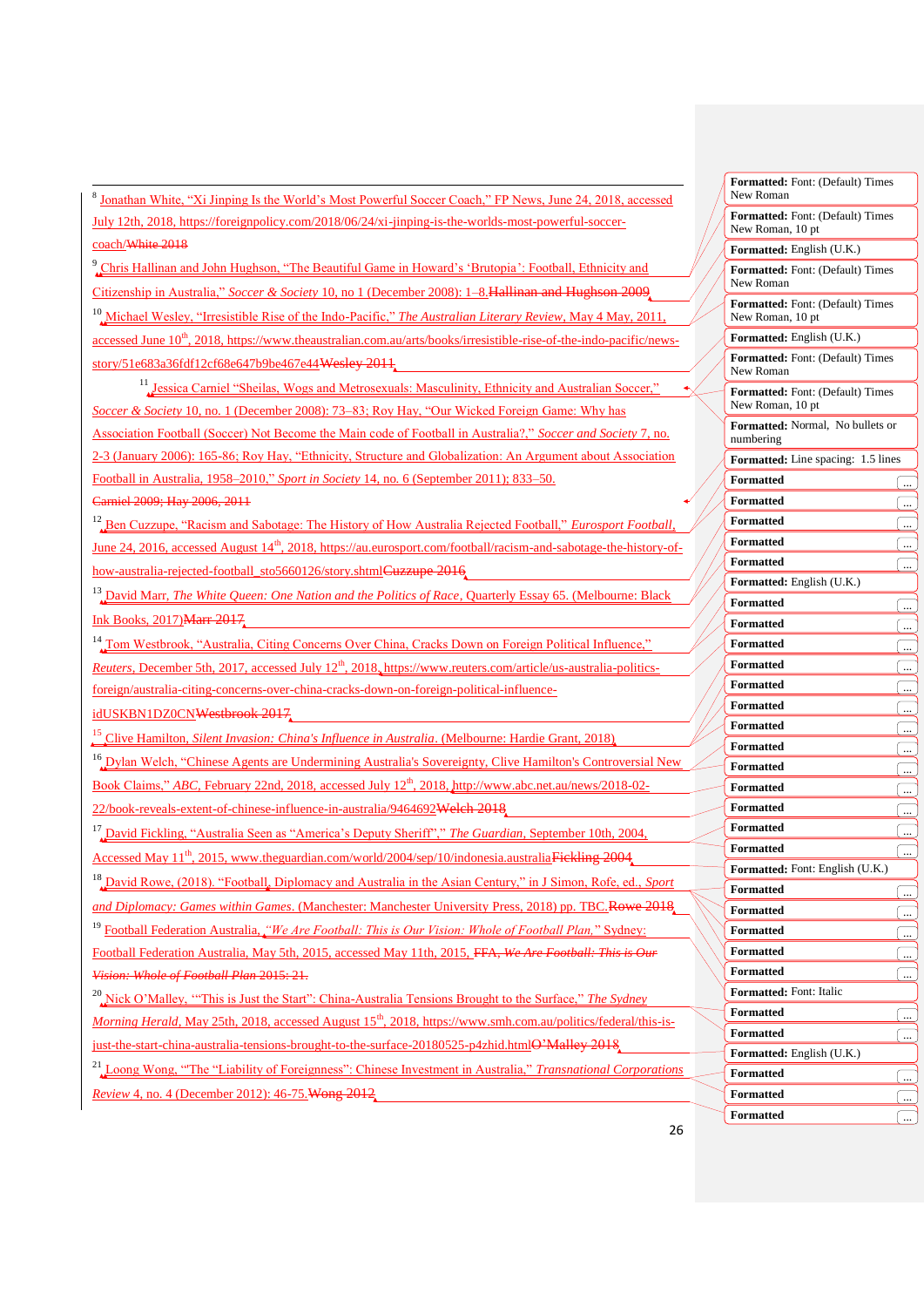[8] Jonathan White, "Xi Jinping Is the World's Most Powerful Soccer Coach," FP News, June 24, 2018, accessed July 12th, 2018, https://foreignpolicy.com/2018/06/24/xi-jinping-is-the-worlds-most-powerful-soccer-coach/White 2018

[9] Chris Hallinan and John Hughson, "The Beautiful Game in Howard's 'Brutopia': Football, Ethnicity and Citizenship in Australia," *Soccer & Society* 10, no 1 (December 2008): 1–8.Hallinan and Hughson 2009

[10] Michael Wesley, "Irresistible Rise of the Indo-Pacific," *The Australian Literary Review*, May 4 May, 2011, accessed June 10th, 2018, https://www.theaustralian.com.au/arts/books/irresistible-rise-of-the-indo-pacific/news-story/51e683a36fdf12cf68e647b9be467e44Wesley 2011

[11] Jessica Carniel "Sheilas, Wogs and Metrosexuals: Masculinity, Ethnicity and Australian Soccer," *Soccer & Society* 10, no. 1 (December 2008): 73–83; Roy Hay, "Our Wicked Foreign Game: Why has Association Football (Soccer) Not Become the Main code of Football in Australia?," *Soccer and Society* 7, no. 2-3 (January 2006): 165-86; Roy Hay, "Ethnicity, Structure and Globalization: An Argument about Association Football in Australia, 1958–2010," *Sport in Society* 14, no. 6 (September 2011): 833–50.

Carniel 2009; Hay 2006, 2011

[12] Ben Cuzzupe, "Racism and Sabotage: The History of How Australia Rejected Football," *Eurosport Football*, June 24, 2016, accessed August 14th, 2018, https://au.eurosport.com/football/racism-and-sabotage-the-history-of-how-australia-rejected-football_sto5660126/story.shtmlCuzzupe 2016

[13] David Marr, *The White Queen: One Nation and the Politics of Race*, Quarterly Essay 65. (Melbourne: Black Ink Books, 2017)Marr 2017

[14] Tom Westbrook, "Australia, Citing Concerns Over China, Cracks Down on Foreign Political Influence," *Reuters*, December 5th, 2017, accessed July 12th, 2018, https://www.reuters.com/article/us-australia-politics-foreign/australia-citing-concerns-over-china-cracks-down-on-foreign-political-influence-idUSKBN1DZ0CNWestbrook 2017

[15] Clive Hamilton, *Silent Invasion: China's Influence in Australia*. (Melbourne: Hardie Grant, 2018)

[16] Dylan Welch, "Chinese Agents are Undermining Australia's Sovereignty, Clive Hamilton's Controversial New Book Claims," *ABC*, February 22nd, 2018, accessed July 12th, 2018, http://www.abc.net.au/news/2018-02-22/book-reveals-extent-of-chinese-influence-in-australia/9464692Welch 2018

[17] David Fickling, "Australia Seen as "America's Deputy Sheriff"," *The Guardian*, September 10th, 2004, Accessed May 11th, 2015, www.theguardian.com/world/2004/sep/10/indonesia.australiaFickling 2004

[18] David Rowe, (2018). "Football, Diplomacy and Australia in the Asian Century," in J Simon, Rofe, ed., *Sport and Diplomacy: Games within Games*. (Manchester: Manchester University Press, 2018) pp. TBC.Rowe 2018

[19] Football Federation Australia, *"We Are Football: This is Our Vision: Whole of Football Plan,"* Sydney: Football Federation Australia, May 5th, 2015, accessed May 11th, 2015. FFA, *We Are Football: This is Our Vision: Whole of Football Plan* 2015: 21.

[20] Nick O'Malley, '"This is Just the Start": China-Australia Tensions Brought to the Surface," *The Sydney Morning Herald*, May 25th, 2018, accessed August 15th, 2018, https://www.smh.com.au/politics/federal/this-is-just-the-start-china-australia-tensions-brought-to-the-surface-20180525-p4zhid.htmlO'Malley 2018

[21] Loong Wong, "The "Liability of Foreignness": Chinese Investment in Australia," *Transnational Corporations Review* 4, no. 4 (December 2012): 46-75.Wong 2012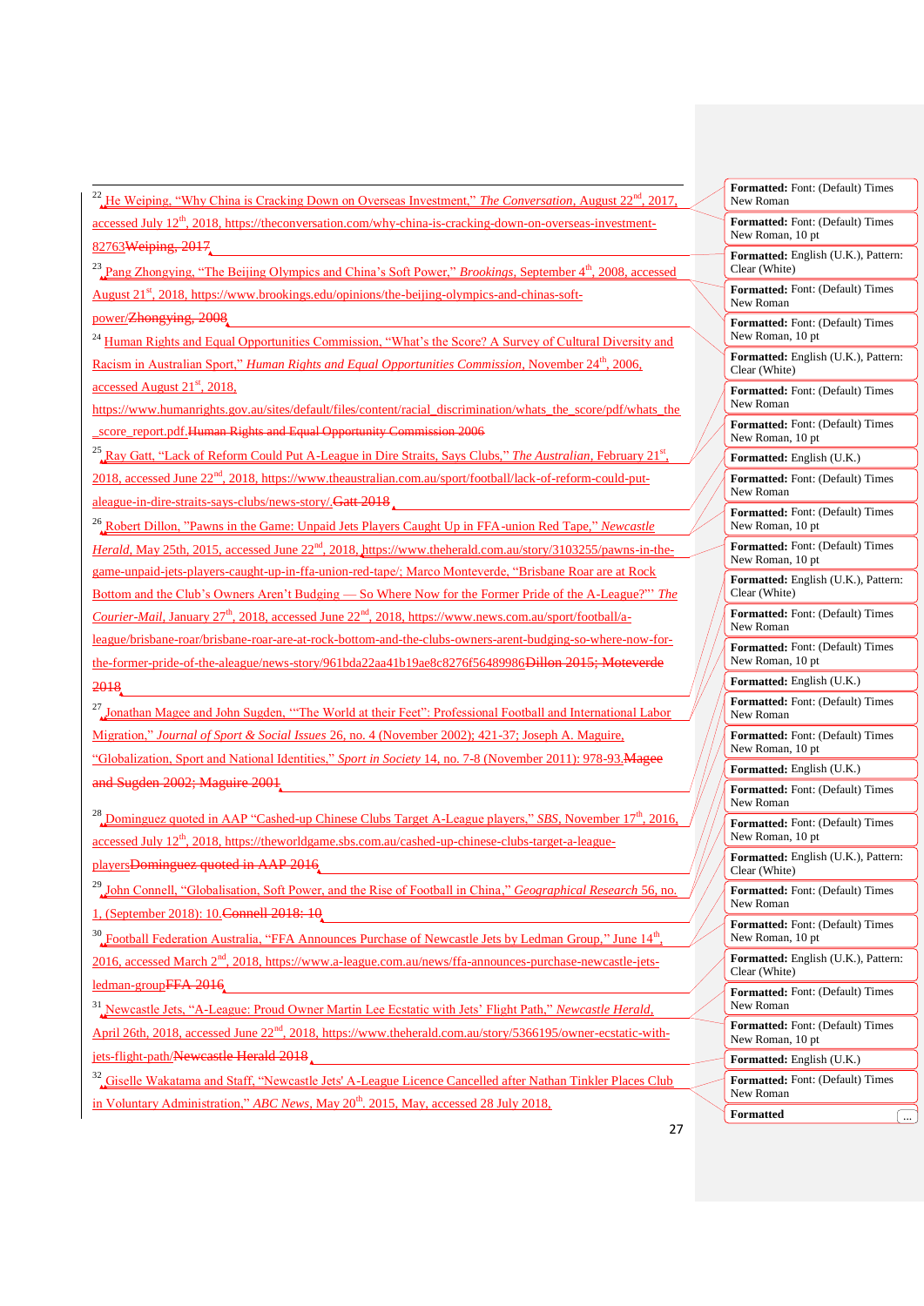[22] He Weiping, "Why China is Cracking Down on Overseas Investment," *The Conversation*, August 22nd, 2017, accessed July 12th, 2018, https://theconversation.com/why-china-is-cracking-down-on-overseas-investment-82763Weiping, 2017

[23] Pang Zhongying, "The Beijing Olympics and China's Soft Power," *Brookings*, September 4th, 2008, accessed August 21st, 2018, https://www.brookings.edu/opinions/the-beijing-olympics-and-chinas-soft-power/Zhongying, 2008

[24] Human Rights and Equal Opportunities Commission, "What's the Score? A Survey of Cultural Diversity and Racism in Australian Sport," *Human Rights and Equal Opportunities Commission*, November 24th, 2006, accessed August 21st, 2018, https://www.humanrights.gov.au/sites/default/files/content/racial_discrimination/whats_the_score/pdf/whats_the_score_report.pdf Human Rights and Equal Opportunity Commission 2006

[25] Ray Gatt, "Lack of Reform Could Put A-League in Dire Straits, Says Clubs," *The Australian*, February 21st, 2018, accessed June 22nd, 2018, https://www.theaustralian.com.au/sport/football/lack-of-reform-could-put-aleague-in-dire-straits-says-clubs/news-story/.Gatt 2018

[26] Robert Dillon, "Pawns in the Game: Unpaid Jets Players Caught Up in FFA-union Red Tape," *Newcastle Herald*, May 25th, 2015, accessed June 22nd, 2018, https://www.theherald.com.au/story/3103255/pawns-in-the-game-unpaid-jets-players-caught-up-in-ffa-union-red-tape/; Marco Monteverde, "Brisbane Roar are at Rock Bottom and the Club's Owners Aren't Budging — So Where Now for the Former Pride of the A-League?"' *The Courier-Mail*, January 27th, 2018, accessed June 22nd, 2018, https://www.news.com.au/sport/football/a-league/brisbane-roar/brisbane-roar-are-at-rock-bottom-and-the-clubs-owners-arent-budging-so-where-now-for-the-former-pride-of-the-aleague/news-story/961bda22aa41b19ae8c8276f56489986Dillon 2015; Moteverde 2018

[27] Jonathan Magee and John Sugden, "'The World at their Feet": Professional Football and International Labor Migration," *Journal of Sport & Social Issues* 26, no. 4 (November 2002); 421-37; Joseph A. Maguire, "Globalization, Sport and National Identities," *Sport in Society* 14, no. 7-8 (November 2011): 978-93.Magee and Sugden 2002; Maguire 2001

[28] Dominguez quoted in AAP "Cashed-up Chinese Clubs Target A-League players," *SBS*, November 17th, 2016, accessed July 12th, 2018, https://theworldgame.sbs.com.au/cashed-up-chinese-clubs-target-a-league-playersDominguez quoted in AAP 2016

[29] John Connell, "Globalisation, Soft Power, and the Rise of Football in China," *Geographical Research* 56, no. 1, (September 2018): 10.Connell 2018: 10

[30] Football Federation Australia, "FFA Announces Purchase of Newcastle Jets by Ledman Group," June 14th, 2016, accessed March 2nd, 2018, https://www.a-league.com.au/news/ffa-announces-purchase-newcastle-jets-ledman-groupFFA 2016

[31] Newcastle Jets, "A-League: Proud Owner Martin Lee Ecstatic with Jets' Flight Path," *Newcastle Herald*, April 26th, 2018, accessed June 22nd, 2018, https://www.theherald.com.au/story/5366195/owner-ecstatic-with-jets-flight-path/Newcastle Herald 2018

[32] Giselle Wakatama and Staff, "Newcastle Jets' A-League Licence Cancelled after Nathan Tinkler Places Club in Voluntary Administration," *ABC News*, May 20th, 2015, May, accessed 28 July 2018,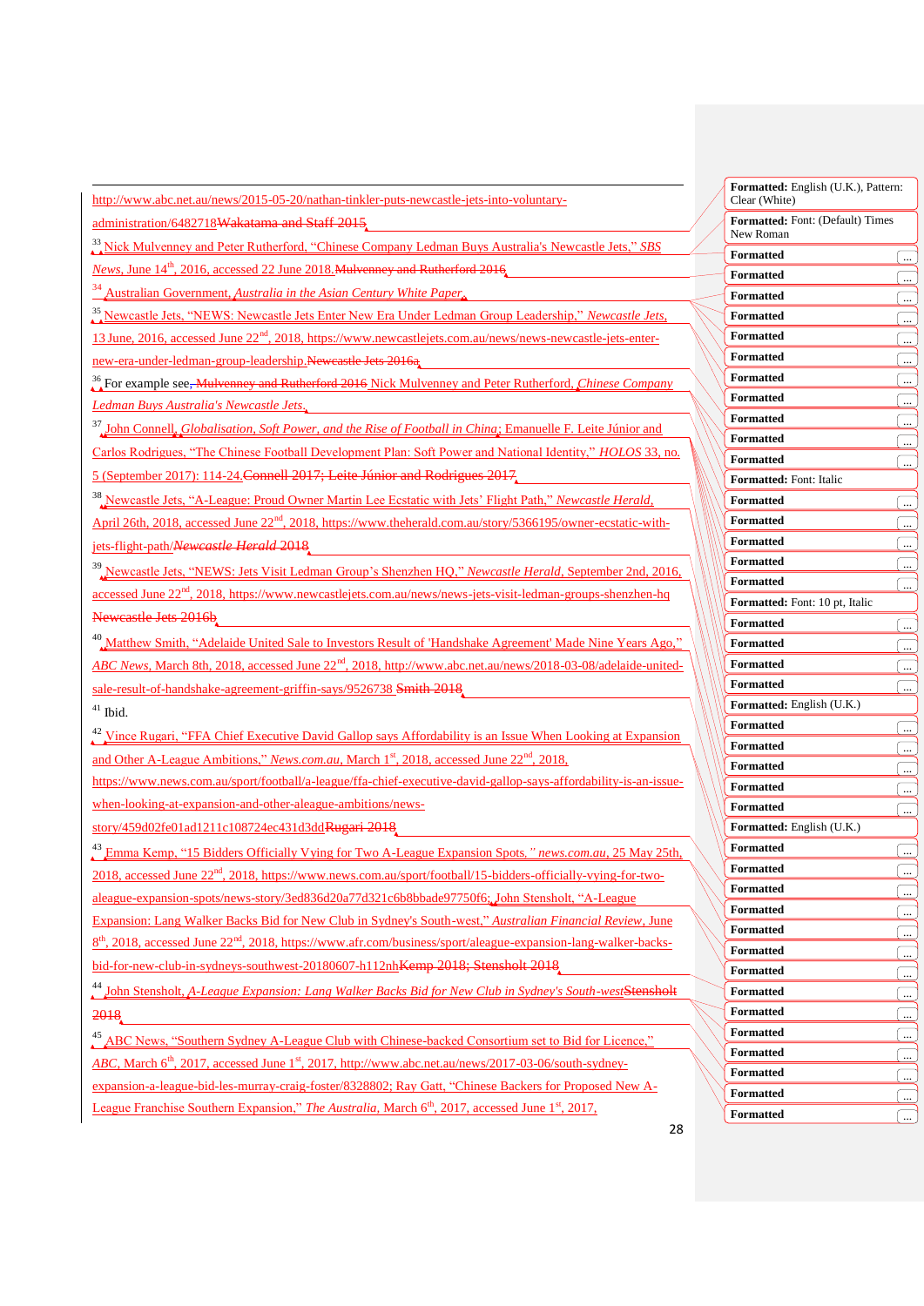http://www.abc.net.au/news/2015-05-20/nathan-tinkler-puts-newcastle-jets-into-voluntary-administration/6482718~~Wakatama and Staff 2015~~

[33] Nick Mulvenney and Peter Rutherford, "Chinese Company Ledman Buys Australia's Newcastle Jets," *SBS News*, June 14th, 2016, accessed 22 June 2018.~~Mulvenney and Rutherford 2016~~

[34] Australian Government, *Australia in the Asian Century White Paper*.

[35] Newcastle Jets, "NEWS: Newcastle Jets Enter New Era Under Ledman Group Leadership," *Newcastle Jets*, 13 June, 2016, accessed June 22nd, 2018, https://www.newcastlejets.com.au/news/news-newcastle-jets-enter-new-era-under-ledman-group-leadership.~~Newcastle Jets 2016a~~

[36] For example see~~, Mulvenney and Rutherford 2016~~ Nick Mulvenney and Peter Rutherford, *Chinese Company Ledman Buys Australia's Newcastle Jets*.

[37] John Connell, *Globalisation, Soft Power, and the Rise of Football in China*; Emanuelle F. Leite Júnior and Carlos Rodrigues, "The Chinese Football Development Plan: Soft Power and National Identity," *HOLOS* 33, no. 5 (September 2017): 114-24.~~Connell 2017; Leite Júnior and Rodrigues 2017~~

[38] Newcastle Jets, "A-League: Proud Owner Martin Lee Ecstatic with Jets' Flight Path," *Newcastle Herald*, April 26th, 2018, accessed June 22nd, 2018, https://www.theherald.com.au/story/5366195/owner-ecstatic-with-jets-flight-path/~~*Newcastle Herald* 2018~~

[39] Newcastle Jets, "NEWS: Jets Visit Ledman Group's Shenzhen HQ," *Newcastle Herald*, September 2nd, 2016, accessed June 22nd, 2018, https://www.newcastlejets.com.au/news/news-jets-visit-ledman-groups-shenzhen-hq ~~Newcastle Jets 2016b~~

[40] Matthew Smith, "Adelaide United Sale to Investors Result of 'Handshake Agreement' Made Nine Years Ago," *ABC News*, March 8th, 2018, accessed June 22nd, 2018, http://www.abc.net.au/news/2018-03-08/adelaide-united-sale-result-of-handshake-agreement-griffin-says/9526738 ~~Smith 2018~~

[41] Ibid.

[42] Vince Rugari, "FFA Chief Executive David Gallop says Affordability is an Issue When Looking at Expansion and Other A-League Ambitions," *News.com.au*, March 1st, 2018, accessed June 22nd, 2018, https://www.news.com.au/sport/football/a-league/ffa-chief-executive-david-gallop-says-affordability-is-an-issue-when-looking-at-expansion-and-other-aleague-ambitions/news-story/459d02fe01ad1211c108724ec431d3dd~~Rugari 2018~~

[43] Emma Kemp, "15 Bidders Officially Vying for Two A-League Expansion Spots," *news.com.au*, 25 May 25th, 2018, accessed June 22nd, 2018, https://www.news.com.au/sport/football/15-bidders-officially-vying-for-two-aleague-expansion-spots/news-story/3ed836d20a77d321c6b8bbade97750f6; John Stensholt, "A-League Expansion: Lang Walker Backs Bid for New Club in Sydney's South-west," *Australian Financial Review*, June 8th, 2018, accessed June 22nd, 2018, https://www.afr.com/business/sport/aleague-expansion-lang-walker-backs-bid-for-new-club-in-sydneys-southwest-20180607-h112nh~~Kemp 2018; Stensholt 2018~~

[44] John Stensholt, *A-League Expansion: Lang Walker Backs Bid for New Club in Sydney's South-west*~~Stensholt 2018~~

[45] ABC News, "Southern Sydney A-League Club with Chinese-backed Consortium set to Bid for Licence," *ABC*, March 6th, 2017, accessed June 1st, 2017, http://www.abc.net.au/news/2017-03-06/south-sydney-expansion-a-league-bid-les-murray-craig-foster/8328802; Ray Gatt, "Chinese Backers for Proposed New A-League Franchise Southern Expansion," *The Australia*, March 6th, 2017, accessed June 1st, 2017,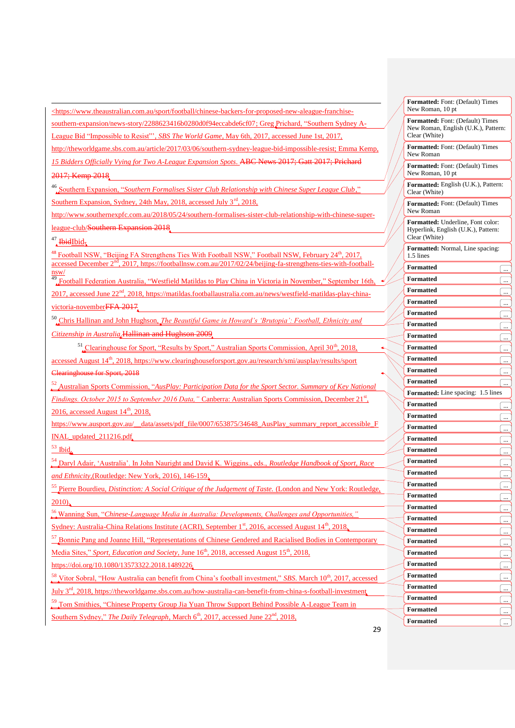<https://www.theaustralian.com.au/sport/football/chinese-backers-for-proposed-new-aleague-franchise-southern-expansion/news-story/2288623416b0280d0f94eccabde6cf07; Greg Prichard, "Southern Sydney A-League Bid "Impossible to Resist"', *SBS The World Game*, May 6th, 2017, accessed June 1st, 2017, http://theworldgame.sbs.com.au/article/2017/03/06/southern-sydney-league-bid-impossible-resist; Emma Kemp, *15 Bidders Officially Vying for Two A-League Expansion Spots*. ~~ABC News 2017; Gatt 2017; Prichard 2017; Kemp 2018~~

[46] Southern Expansion, "*Southern Formalises Sister Club Relationship with Chinese Super League Club*," Southern Expansion, Sydney, 24th May, 2018, accessed July 3[rd], 2018, http://www.southernexpfc.com.au/2018/05/24/southern-formalises-sister-club-relationship-with-chinese-super-league-club/~~Southern Expansion 2018~~

[47] ~~Ibid~~Ibid.

[48] Football NSW, "Beijing FA Strengthens Ties With Football NSW," Football NSW, February 24[th], 2017, accessed December 2[nd], 2017, https://footballnsw.com.au/2017/02/24/beijing-fa-strengthens-ties-with-football-nsw/

[49] Football Federation Australia, "Westfield Matildas to Play China in Victoria in November," September 16th, 2017, accessed June 22[nd], 2018, https://matildas.footballaustralia.com.au/news/westfield-matildas-play-china-victoria-november~~FFA 2017~~

[50] Chris Hallinan and John Hughson, *The Beautiful Game in Howard's 'Brutopia': Football, Ethnicity and Citizenship in Australia*~~Hallinan and Hughson 2009~~

[51] Clearinghouse for Sport, "Results by Sport," Australian Sports Commission, April 30[th], 2018, accessed August 14[th], 2018, https://www.clearinghouseforsport.gov.au/research/smi/ausplay/results/sport ~~Clearinghouse for Sport, 2018~~

[52] Australian Sports Commission, "*AusPlay: Participation Data for the Sport Sector. Summary of Key National Findings. October 2015 to September 2016 Data,*" Canberra: Australian Sports Commission, December 21[st], 2016, accessed August 14[th], 2018, https://www.ausport.gov.au/__data/assets/pdf_file/0007/653875/34648_AusPlay_summary_report_accessible_FINAL_updated_211216.pdf

[53] Ibid.

[54] Daryl Adair, 'Australia'. In John Nauright and David K. Wiggins., eds., *Routledge Handbook of Sport, Race and Ethnicity*,(Routledge: New York, 2016), 146-159.

[55] Pierre Bourdieu, *Distinction: A Social Critique of the Judgement of Taste.* (London and New York: Routledge, 2010).

[56] Wanning Sun, "*Chinese-Language Media in Australia: Developments, Challenges and Opportunities,*" Sydney: Australia-China Relations Institute (ACRI), September 1[st], 2016, accessed August 14[th], 2018.

[57] Bonnie Pang and Joanne Hill, "Representations of Chinese Gendered and Racialised Bodies in Contemporary Media Sites," *Sport, Education and Society*, June 16[th], 2018, accessed August 15[th], 2018, https://doi.org/10.1080/13573322.2018.1489226

[58] Vitor Sobral, "How Australia can benefit from China's football investment," *SBS*. March 10[th], 2017, accessed July 3[rd], 2018, https://theworldgame.sbs.com.au/how-australia-can-benefit-from-china-s-football-investment

[59] Tom Smithies, "Chinese Property Group Jia Yuan Throw Support Behind Possible A-League Team in Southern Sydney," *The Daily Telegraph*, March 6[th], 2017, accessed June 22[nd], 2018,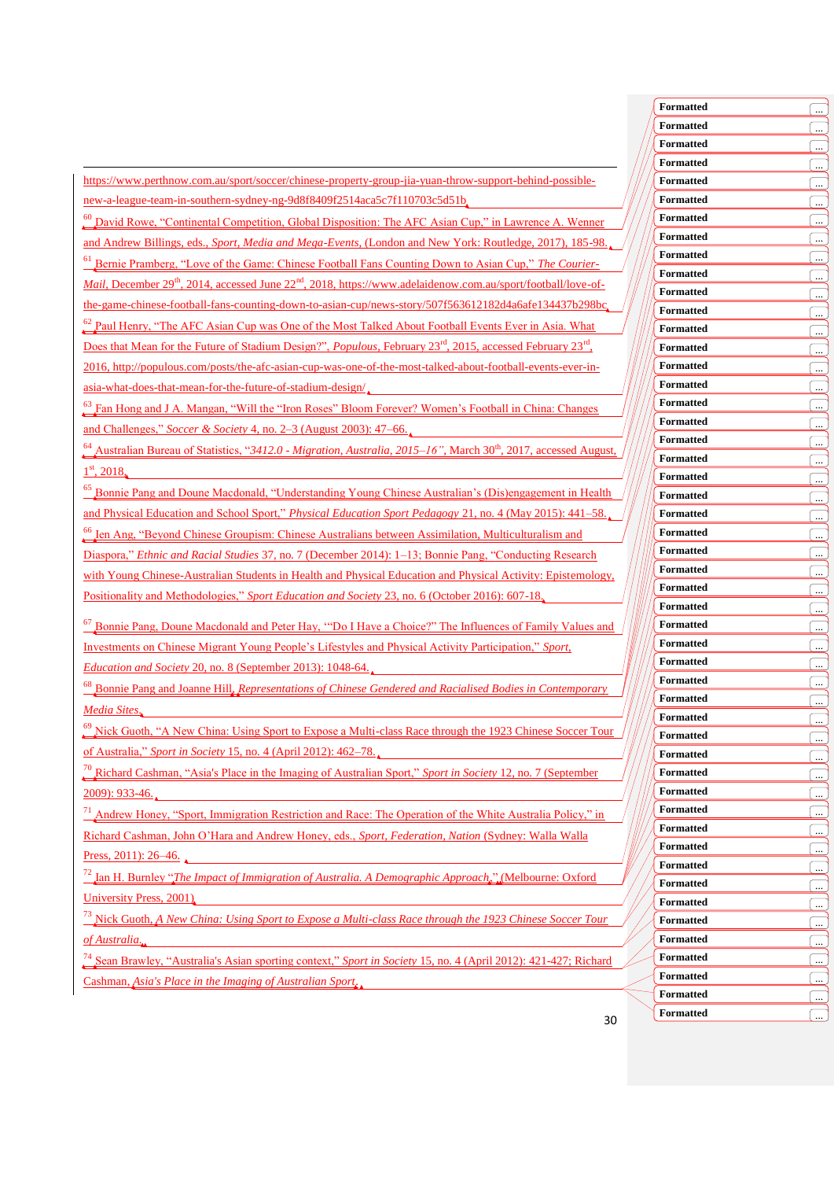https://www.perthnow.com.au/sport/soccer/chinese-property-group-jia-yuan-throw-support-behind-possible-new-a-league-team-in-southern-sydney-ng-9d8f8409f2514aca5c7f110703c5d51b

[60] David Rowe, "Continental Competition, Global Disposition: The AFC Asian Cup," in Lawrence A. Wenner and Andrew Billings, eds., *Sport, Media and Mega-Events*, (London and New York: Routledge, 2017), 185-98.

[61] Bernie Pramberg, "Love of the Game: Chinese Football Fans Counting Down to Asian Cup," *The Courier-Mail*, December 29th, 2014, accessed June 22nd, 2018, https://www.adelaidenow.com.au/sport/football/love-of-the-game-chinese-football-fans-counting-down-to-asian-cup/news-story/507f563612182d4a6afe134437b298bc

[62] Paul Henry, "The AFC Asian Cup was One of the Most Talked About Football Events Ever in Asia. What Does that Mean for the Future of Stadium Design?", *Populous*, February 23rd, 2015, accessed February 23rd, 2016, http://populous.com/posts/the-afc-asian-cup-was-one-of-the-most-talked-about-football-events-ever-in-asia-what-does-that-mean-for-the-future-of-stadium-design/

[63] Fan Hong and J A. Mangan, "Will the "Iron Roses" Bloom Forever? Women's Football in China: Changes and Challenges," *Soccer & Society* 4, no. 2–3 (August 2003): 47–66.

[64] Australian Bureau of Statistics, "*3412.0 - Migration, Australia, 2015–16*", March 30th, 2017, accessed August, 1st, 2018.

[65] Bonnie Pang and Doune Macdonald, "Understanding Young Chinese Australian's (Dis)engagement in Health and Physical Education and School Sport," *Physical Education Sport Pedagogy* 21, no. 4 (May 2015): 441–58.

[66] Ien Ang, "Beyond Chinese Groupism: Chinese Australians between Assimilation, Multiculturalism and Diaspora," *Ethnic and Racial Studies* 37, no. 7 (December 2014): 1–13; Bonnie Pang, "Conducting Research with Young Chinese-Australian Students in Health and Physical Education and Physical Activity: Epistemology, Positionality and Methodologies," *Sport Education and Society* 23, no. 6 (October 2016): 607-18.

[67] Bonnie Pang, Doune Macdonald and Peter Hay, "'Do I Have a Choice?" The Influences of Family Values and Investments on Chinese Migrant Young People's Lifestyles and Physical Activity Participation," *Sport, Education and Society* 20, no. 8 (September 2013): 1048-64.

[68] Bonnie Pang and Joanne Hill, *Representations of Chinese Gendered and Racialised Bodies in Contemporary Media Sites*.

[69] Nick Guoth, "A New China: Using Sport to Expose a Multi-class Race through the 1923 Chinese Soccer Tour of Australia," *Sport in Society* 15, no. 4 (April 2012): 462–78.

[70] Richard Cashman, "Asia's Place in the Imaging of Australian Sport," *Sport in Society* 12, no. 7 (September 2009): 933-46.

[71] Andrew Honey, "Sport, Immigration Restriction and Race: The Operation of the White Australia Policy," in Richard Cashman, John O'Hara and Andrew Honey, eds., *Sport, Federation, Nation* (Sydney: Walla Walla Press, 2011): 26–46.

[72] Ian H. Burnley "*The Impact of Immigration of Australia. A Demographic Approach*," (Melbourne: Oxford University Press, 2001)

[73] Nick Guoth, *A New China: Using Sport to Expose a Multi-class Race through the 1923 Chinese Soccer Tour of Australia*.

[74] Sean Brawley, "Australia's Asian sporting context," *Sport in Society* 15, no. 4 (April 2012): 421-427; Richard Cashman, *Asia's Place in the Imaging of Australian Sport*.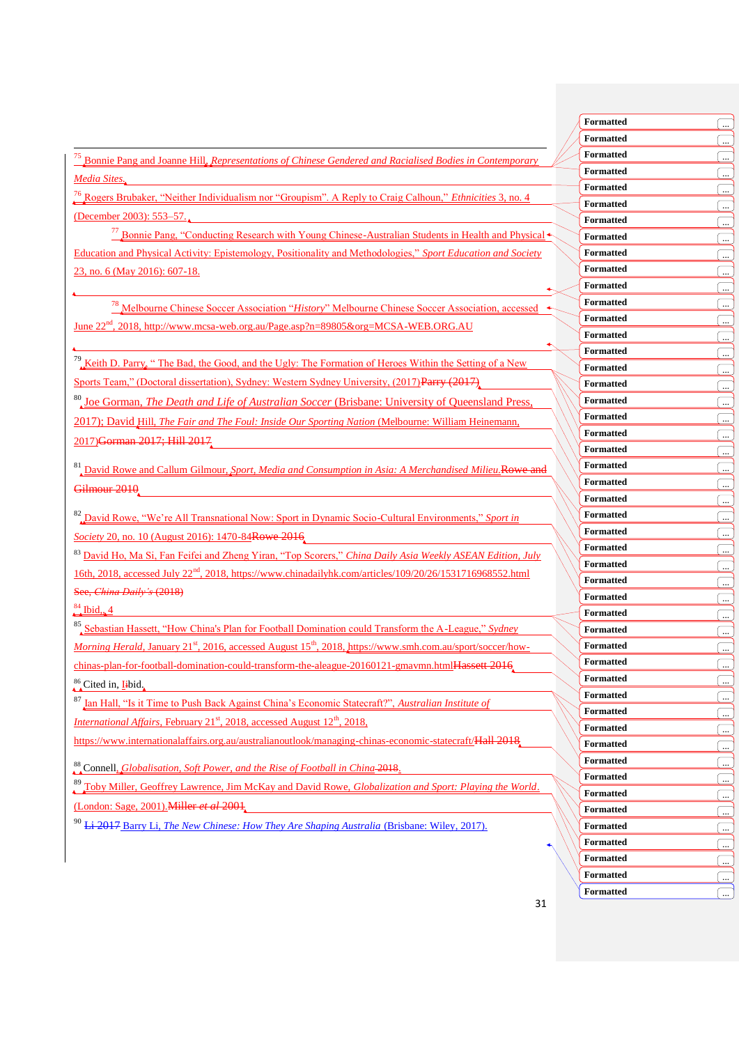[75] Bonnie Pang and Joanne Hill, *Representations of Chinese Gendered and Racialised Bodies in Contemporary Media Sites*.

[76] Rogers Brubaker, "Neither Individualism nor "Groupism". A Reply to Craig Calhoun," *Ethnicities* 3, no. 4 (December 2003): 553–57.

[77] Bonnie Pang, "Conducting Research with Young Chinese-Australian Students in Health and Physical Education and Physical Activity: Epistemology, Positionality and Methodologies," *Sport Education and Society* 23, no. 6 (May 2016): 607-18.

[78] Melbourne Chinese Soccer Association "*History*" Melbourne Chinese Soccer Association, accessed June 22nd, 2018, http://www.mcsa-web.org.au/Page.asp?n=89805&org=MCSA-WEB.ORG.AU

[79] Keith D. Parry, " The Bad, the Good, and the Ugly: The Formation of Heroes Within the Setting of a New Sports Team," (Doctoral dissertation), Sydney: Western Sydney University, (2017)~~Parry (2017)~~

[80] Joe Gorman, *The Death and Life of Australian Soccer* (Brisbane: University of Queensland Press, 2017); David Hill, *The Fair and The Foul: Inside Our Sporting Nation* (Melbourne: William Heinemann, 2017)~~Gorman 2017; Hill 2017~~

[81] David Rowe and Callum Gilmour, *Sport, Media and Consumption in Asia: A Merchandised Milieu*.~~Rowe and Gilmour 2010~~

[82] David Rowe, "We're All Transnational Now: Sport in Dynamic Socio-Cultural Environments," *Sport in Society* 20, no. 10 (August 2016): 1470-84~~Rowe 2016~~

[83] David Ho, Ma Si, Fan Feifei and Zheng Yiran, "Top Scorers," *China Daily Asia Weekly ASEAN Edition, July 16th, 2018*, accessed July 22nd, 2018, https://www.chinadailyhk.com/articles/109/20/26/1531716968552.html ~~See, *China Daily's* (2018)~~

[84] Ibid., 4

[85] Sebastian Hassett, "How China's Plan for Football Domination could Transform the A-League," *Sydney Morning Herald*, January 21st, 2016, accessed August 15th, 2018, https://www.smh.com.au/sport/soccer/how-chinas-plan-for-football-domination-could-transform-the-aleague-20160121-gmavmn.html~~Hassett 2016~~

[86] Cited in, ~~I~~ibid.

[87] Ian Hall, "Is it Time to Push Back Against China's Economic Statecraft?", *Australian Institute of International Affairs*, February 21st, 2018, accessed August 12th, 2018, https://www.internationalaffairs.org.au/australianoutlook/managing-chinas-economic-statecraft/~~Hall 2018~~

[88] Connell, *Globalisation, Soft Power, and the Rise of Football in China* ~~2018~~.

[89] Toby Miller, Geoffrey Lawrence, Jim McKay and David Rowe, *Globalization and Sport: Playing the World*. (London: Sage, 2001).~~Miller *et al* 2001~~

[90] ~~Li 2017~~ Barry Li, *The New Chinese: How They Are Shaping Australia* (Brisbane: Wiley, 2017).